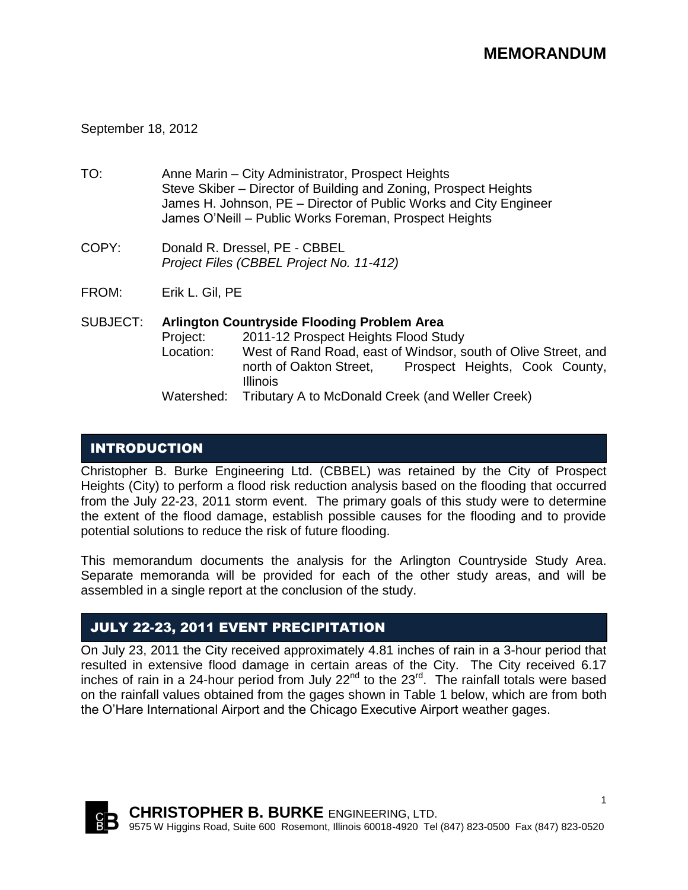# MEMORANDUM

September 18, 2012

TO: Anne Marin – City Administrator, Prospect Heights
Steve Skiber – Director of Building and Zoning, Prospect Heights
James H. Johnson, PE – Director of Public Works and City Engineer
James O'Neill – Public Works Foreman, Prospect Heights

COPY: Donald R. Dressel, PE - CBBEL
*Project Files (CBBEL Project No. 11-412)*

FROM: Erik L. Gil, PE

SUBJECT: **Arlington Countryside Flooding Problem Area**
Project: 2011-12 Prospect Heights Flood Study
Location: West of Rand Road, east of Windsor, south of Olive Street, and north of Oakton Street, Prospect Heights, Cook County, Illinois
Watershed: Tributary A to McDonald Creek (and Weller Creek)

## INTRODUCTION

Christopher B. Burke Engineering Ltd. (CBBEL) was retained by the City of Prospect Heights (City) to perform a flood risk reduction analysis based on the flooding that occurred from the July 22-23, 2011 storm event. The primary goals of this study were to determine the extent of the flood damage, establish possible causes for the flooding and to provide potential solutions to reduce the risk of future flooding.

This memorandum documents the analysis for the Arlington Countryside Study Area. Separate memoranda will be provided for each of the other study areas, and will be assembled in a single report at the conclusion of the study.

## JULY 22-23, 2011 EVENT PRECIPITATION

On July 23, 2011 the City received approximately 4.81 inches of rain in a 3-hour period that resulted in extensive flood damage in certain areas of the City. The City received 6.17 inches of rain in a 24-hour period from July 22nd to the 23rd. The rainfall totals were based on the rainfall values obtained from the gages shown in Table 1 below, which are from both the O'Hare International Airport and the Chicago Executive Airport weather gages.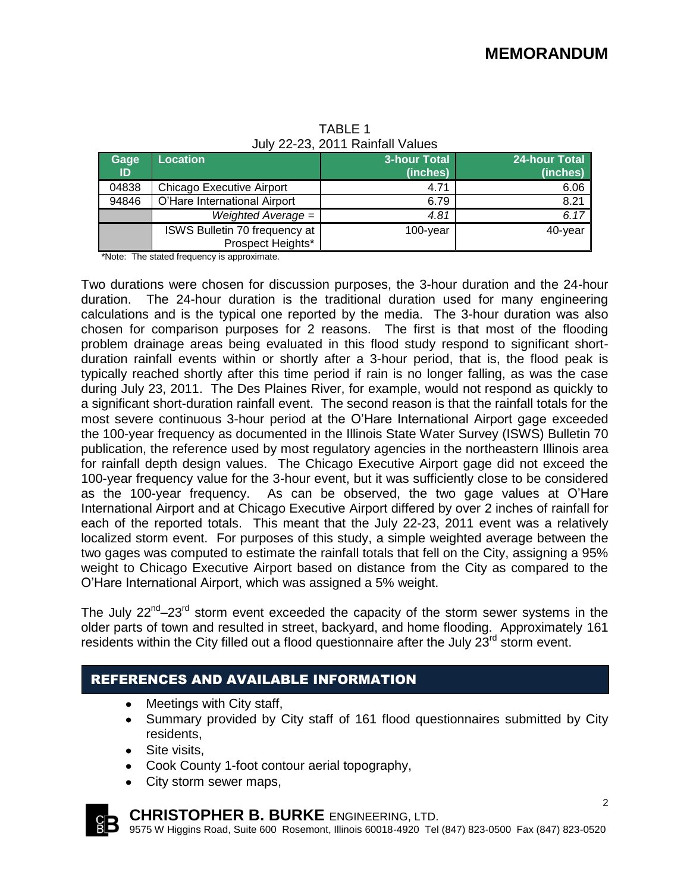TABLE 1
July 22-23, 2011 Rainfall Values

| Gage ID | Location | 3-hour Total (inches) | 24-hour Total (inches) |
|---|---|---|---|
| 04838 | Chicago Executive Airport | 4.71 | 6.06 |
| 94846 | O'Hare International Airport | 6.79 | 8.21 |
| | *Weighted Average =* | *4.81* | *6.17* |
| | ISWS Bulletin 70 frequency at Prospect Heights* | 100-year | 40-year |

*Note: The stated frequency is approximate.

Two durations were chosen for discussion purposes, the 3-hour duration and the 24-hour duration. The 24-hour duration is the traditional duration used for many engineering calculations and is the typical one reported by the media. The 3-hour duration was also chosen for comparison purposes for 2 reasons. The first is that most of the flooding problem drainage areas being evaluated in this flood study respond to significant short-duration rainfall events within or shortly after a 3-hour period, that is, the flood peak is typically reached shortly after this time period if rain is no longer falling, as was the case during July 23, 2011. The Des Plaines River, for example, would not respond as quickly to a significant short-duration rainfall event. The second reason is that the rainfall totals for the most severe continuous 3-hour period at the O'Hare International Airport gage exceeded the 100-year frequency as documented in the Illinois State Water Survey (ISWS) Bulletin 70 publication, the reference used by most regulatory agencies in the northeastern Illinois area for rainfall depth design values. The Chicago Executive Airport gage did not exceed the 100-year frequency value for the 3-hour event, but it was sufficiently close to be considered as the 100-year frequency. As can be observed, the two gage values at O'Hare International Airport and at Chicago Executive Airport differed by over 2 inches of rainfall for each of the reported totals. This meant that the July 22-23, 2011 event was a relatively localized storm event. For purposes of this study, a simple weighted average between the two gages was computed to estimate the rainfall totals that fell on the City, assigning a 95% weight to Chicago Executive Airport based on distance from the City as compared to the O'Hare International Airport, which was assigned a 5% weight.

The July 22nd–23rd storm event exceeded the capacity of the storm sewer systems in the older parts of town and resulted in street, backyard, and home flooding. Approximately 161 residents within the City filled out a flood questionnaire after the July 23rd storm event.

## REFERENCES AND AVAILABLE INFORMATION

- Meetings with City staff,
- Summary provided by City staff of 161 flood questionnaires submitted by City residents,
- Site visits,
- Cook County 1-foot contour aerial topography,
- City storm sewer maps,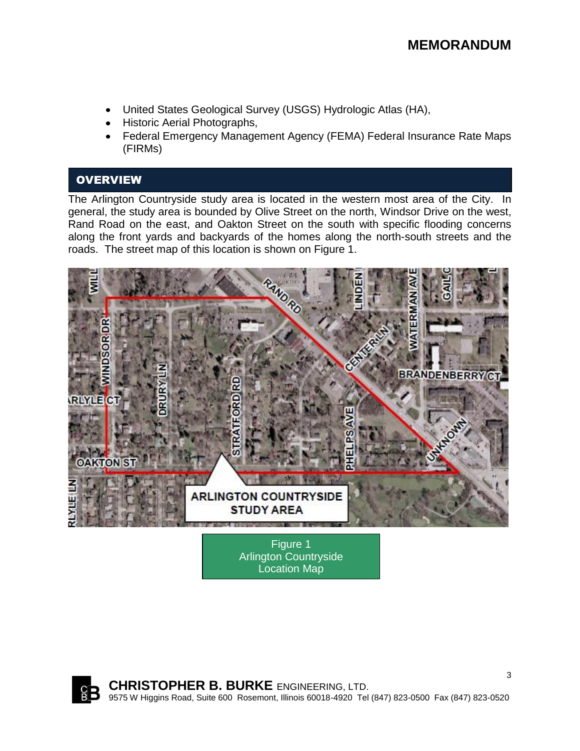- United States Geological Survey (USGS) Hydrologic Atlas (HA),
- Historic Aerial Photographs,
- Federal Emergency Management Agency (FEMA) Federal Insurance Rate Maps (FIRMs)

## OVERVIEW

The Arlington Countryside study area is located in the western most area of the City. In general, the study area is bounded by Olive Street on the north, Windsor Drive on the west, Rand Road on the east, and Oakton Street on the south with specific flooding concerns along the front yards and backyards of the homes along the north-south streets and the roads. The street map of this location is shown on Figure 1.

Figure 1
Arlington Countryside
Location Map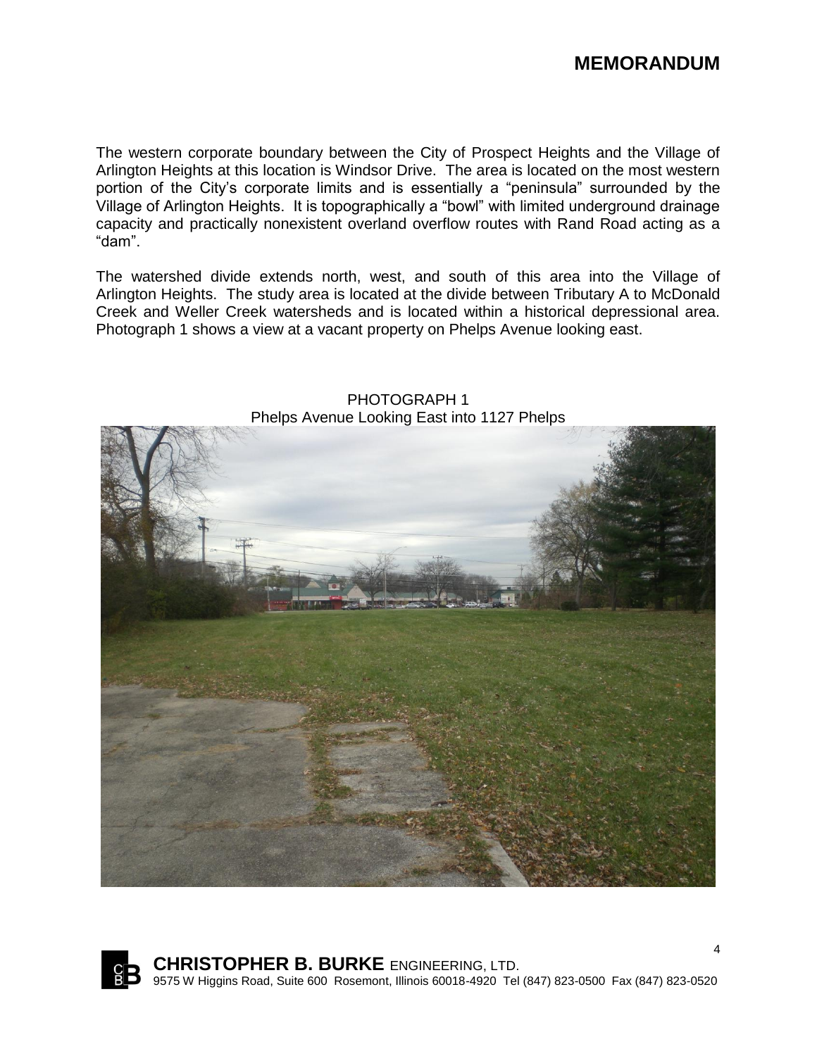The western corporate boundary between the City of Prospect Heights and the Village of Arlington Heights at this location is Windsor Drive. The area is located on the most western portion of the City's corporate limits and is essentially a "peninsula" surrounded by the Village of Arlington Heights. It is topographically a "bowl" with limited underground drainage capacity and practically nonexistent overland overflow routes with Rand Road acting as a "dam".

The watershed divide extends north, west, and south of this area into the Village of Arlington Heights. The study area is located at the divide between Tributary A to McDonald Creek and Weller Creek watersheds and is located within a historical depressional area. Photograph 1 shows a view at a vacant property on Phelps Avenue looking east.

PHOTOGRAPH 1
Phelps Avenue Looking East into 1127 Phelps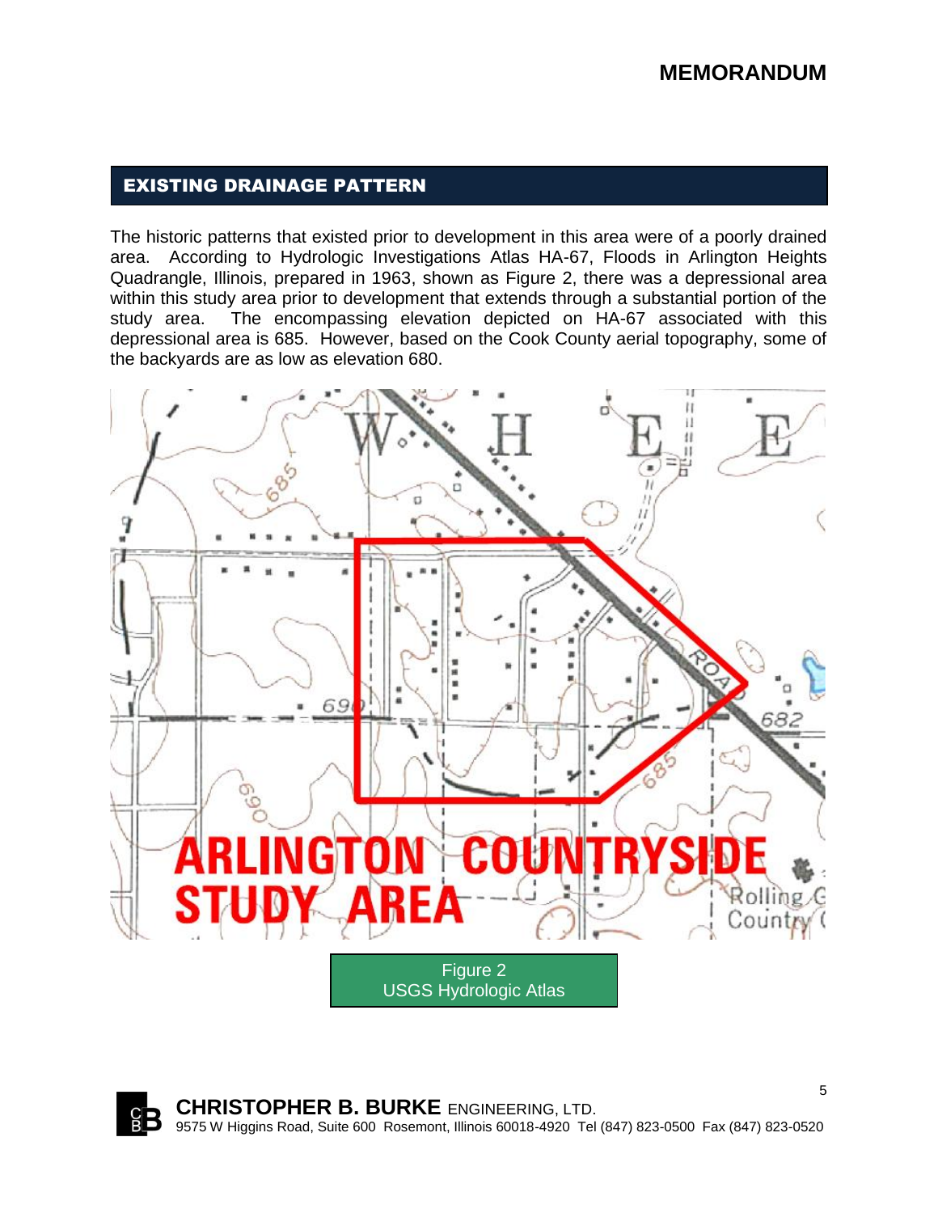## EXISTING DRAINAGE PATTERN

The historic patterns that existed prior to development in this area were of a poorly drained area. According to Hydrologic Investigations Atlas HA-67, Floods in Arlington Heights Quadrangle, Illinois, prepared in 1963, shown as Figure 2, there was a depressional area within this study area prior to development that extends through a substantial portion of the study area. The encompassing elevation depicted on HA-67 associated with this depressional area is 685. However, based on the Cook County aerial topography, some of the backyards are as low as elevation 680.

Figure 2
USGS Hydrologic Atlas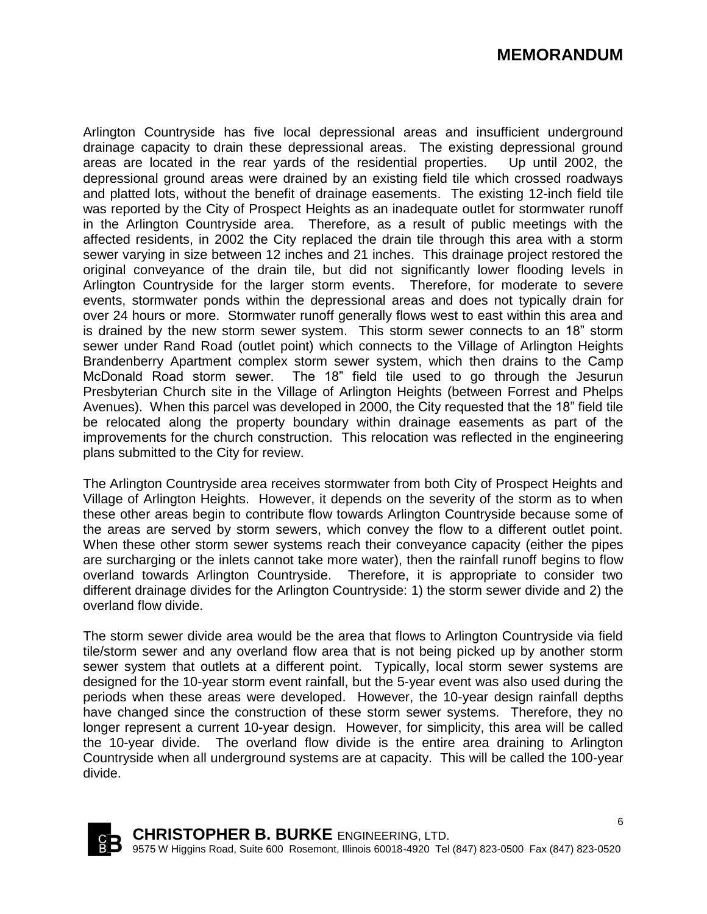Arlington Countryside has five local depressional areas and insufficient underground drainage capacity to drain these depressional areas. The existing depressional ground areas are located in the rear yards of the residential properties. Up until 2002, the depressional ground areas were drained by an existing field tile which crossed roadways and platted lots, without the benefit of drainage easements. The existing 12-inch field tile was reported by the City of Prospect Heights as an inadequate outlet for stormwater runoff in the Arlington Countryside area. Therefore, as a result of public meetings with the affected residents, in 2002 the City replaced the drain tile through this area with a storm sewer varying in size between 12 inches and 21 inches. This drainage project restored the original conveyance of the drain tile, but did not significantly lower flooding levels in Arlington Countryside for the larger storm events. Therefore, for moderate to severe events, stormwater ponds within the depressional areas and does not typically drain for over 24 hours or more. Stormwater runoff generally flows west to east within this area and is drained by the new storm sewer system. This storm sewer connects to an 18" storm sewer under Rand Road (outlet point) which connects to the Village of Arlington Heights Brandenberry Apartment complex storm sewer system, which then drains to the Camp McDonald Road storm sewer. The 18" field tile used to go through the Jesurun Presbyterian Church site in the Village of Arlington Heights (between Forrest and Phelps Avenues). When this parcel was developed in 2000, the City requested that the 18" field tile be relocated along the property boundary within drainage easements as part of the improvements for the church construction. This relocation was reflected in the engineering plans submitted to the City for review.

The Arlington Countryside area receives stormwater from both City of Prospect Heights and Village of Arlington Heights. However, it depends on the severity of the storm as to when these other areas begin to contribute flow towards Arlington Countryside because some of the areas are served by storm sewers, which convey the flow to a different outlet point. When these other storm sewer systems reach their conveyance capacity (either the pipes are surcharging or the inlets cannot take more water), then the rainfall runoff begins to flow overland towards Arlington Countryside. Therefore, it is appropriate to consider two different drainage divides for the Arlington Countryside: 1) the storm sewer divide and 2) the overland flow divide.

The storm sewer divide area would be the area that flows to Arlington Countryside via field tile/storm sewer and any overland flow area that is not being picked up by another storm sewer system that outlets at a different point. Typically, local storm sewer systems are designed for the 10-year storm event rainfall, but the 5-year event was also used during the periods when these areas were developed. However, the 10-year design rainfall depths have changed since the construction of these storm sewer systems. Therefore, they no longer represent a current 10-year design. However, for simplicity, this area will be called the 10-year divide. The overland flow divide is the entire area draining to Arlington Countryside when all underground systems are at capacity. This will be called the 100-year divide.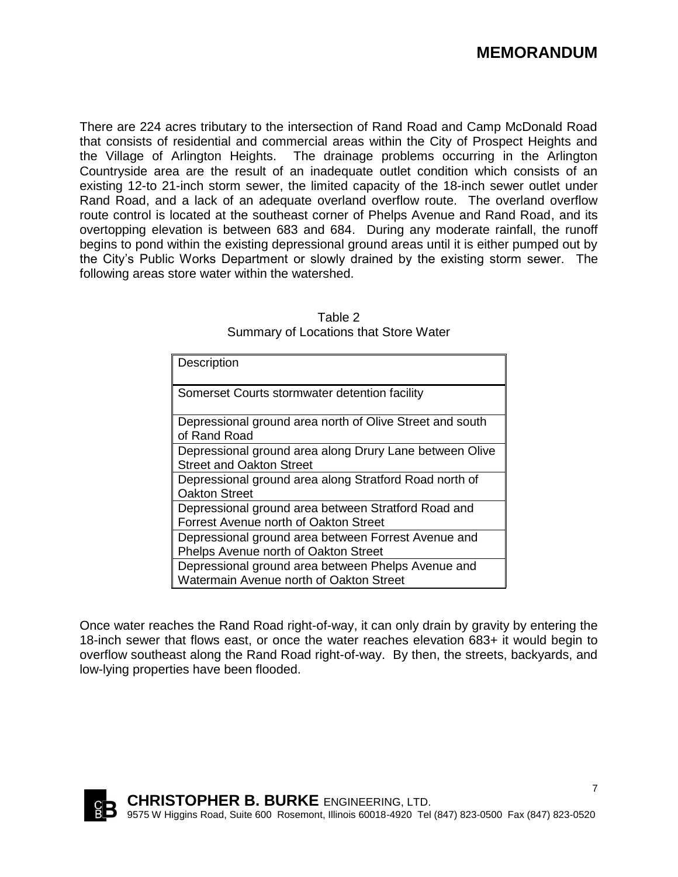There are 224 acres tributary to the intersection of Rand Road and Camp McDonald Road that consists of residential and commercial areas within the City of Prospect Heights and the Village of Arlington Heights. The drainage problems occurring in the Arlington Countryside area are the result of an inadequate outlet condition which consists of an existing 12-to 21-inch storm sewer, the limited capacity of the 18-inch sewer outlet under Rand Road, and a lack of an adequate overland overflow route. The overland overflow route control is located at the southeast corner of Phelps Avenue and Rand Road, and its overtopping elevation is between 683 and 684. During any moderate rainfall, the runoff begins to pond within the existing depressional ground areas until it is either pumped out by the City's Public Works Department or slowly drained by the existing storm sewer. The following areas store water within the watershed.

Table 2
Summary of Locations that Store Water

| Description |
|---|
| Somerset Courts stormwater detention facility |
| Depressional ground area north of Olive Street and south of Rand Road |
| Depressional ground area along Drury Lane between Olive Street and Oakton Street |
| Depressional ground area along Stratford Road north of Oakton Street |
| Depressional ground area between Stratford Road and Forrest Avenue north of Oakton Street |
| Depressional ground area between Forrest Avenue and Phelps Avenue north of Oakton Street |
| Depressional ground area between Phelps Avenue and Watermain Avenue north of Oakton Street |

Once water reaches the Rand Road right-of-way, it can only drain by gravity by entering the 18-inch sewer that flows east, or once the water reaches elevation 683+ it would begin to overflow southeast along the Rand Road right-of-way. By then, the streets, backyards, and low-lying properties have been flooded.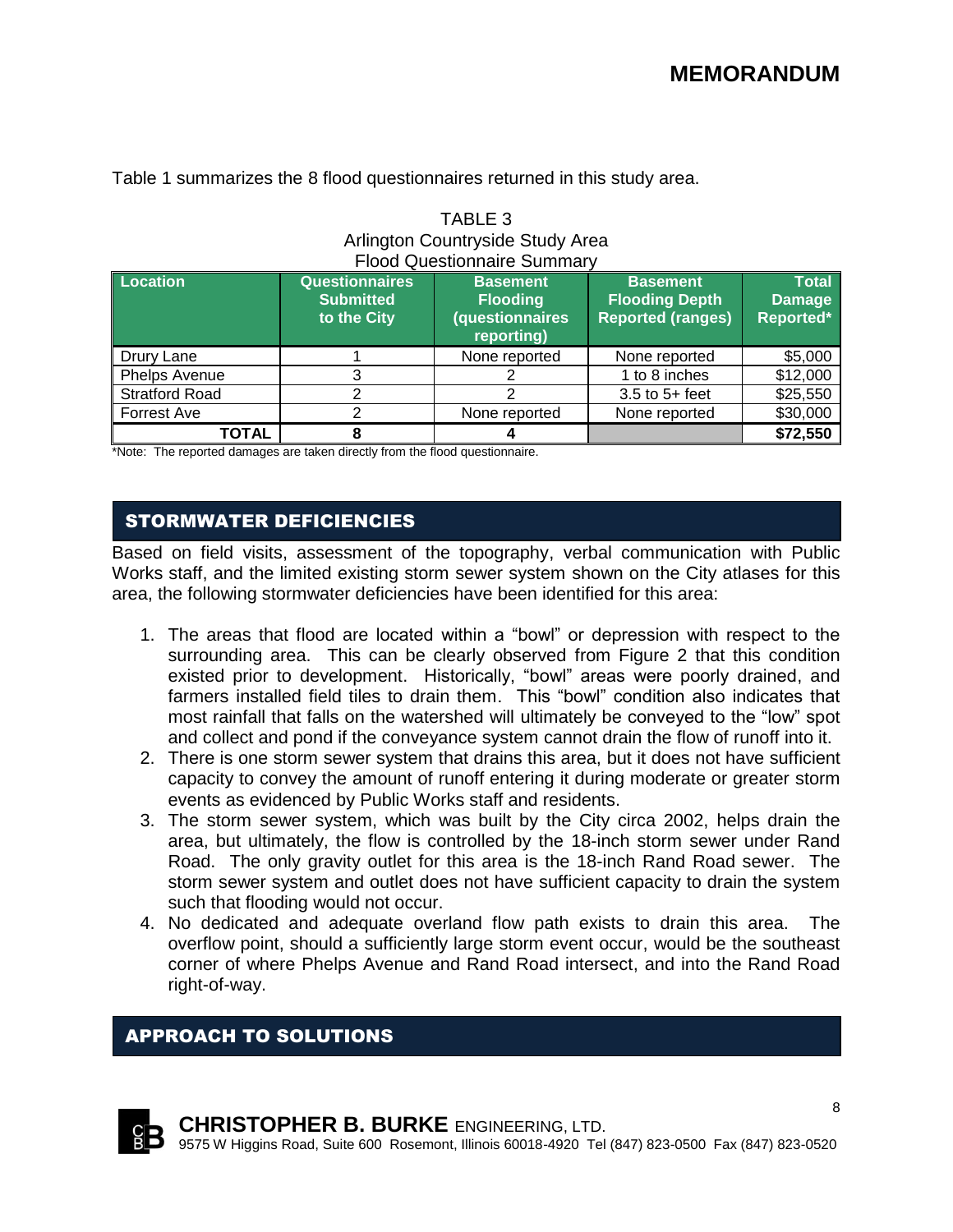Table 1 summarizes the 8 flood questionnaires returned in this study area.

TABLE 3
Arlington Countryside Study Area
Flood Questionnaire Summary

| Location | Questionnaires Submitted to the City | Basement Flooding (questionnaires reporting) | Basement Flooding Depth Reported (ranges) | Total Damage Reported* |
|---|---|---|---|---|
| Drury Lane | 1 | None reported | None reported | $5,000 |
| Phelps Avenue | 3 | 2 | 1 to 8 inches | $12,000 |
| Stratford Road | 2 | 2 | 3.5 to 5+ feet | $25,550 |
| Forrest Ave | 2 | None reported | None reported | $30,000 |
| **TOTAL** | **8** | **4** | | **$72,550** |

*Note: The reported damages are taken directly from the flood questionnaire.

## STORMWATER DEFICIENCIES

Based on field visits, assessment of the topography, verbal communication with Public Works staff, and the limited existing storm sewer system shown on the City atlases for this area, the following stormwater deficiencies have been identified for this area:

1. The areas that flood are located within a "bowl" or depression with respect to the surrounding area. This can be clearly observed from Figure 2 that this condition existed prior to development. Historically, "bowl" areas were poorly drained, and farmers installed field tiles to drain them. This "bowl" condition also indicates that most rainfall that falls on the watershed will ultimately be conveyed to the "low" spot and collect and pond if the conveyance system cannot drain the flow of runoff into it.
2. There is one storm sewer system that drains this area, but it does not have sufficient capacity to convey the amount of runoff entering it during moderate or greater storm events as evidenced by Public Works staff and residents.
3. The storm sewer system, which was built by the City circa 2002, helps drain the area, but ultimately, the flow is controlled by the 18-inch storm sewer under Rand Road. The only gravity outlet for this area is the 18-inch Rand Road sewer. The storm sewer system and outlet does not have sufficient capacity to drain the system such that flooding would not occur.
4. No dedicated and adequate overland flow path exists to drain this area. The overflow point, should a sufficiently large storm event occur, would be the southeast corner of where Phelps Avenue and Rand Road intersect, and into the Rand Road right-of-way.

## APPROACH TO SOLUTIONS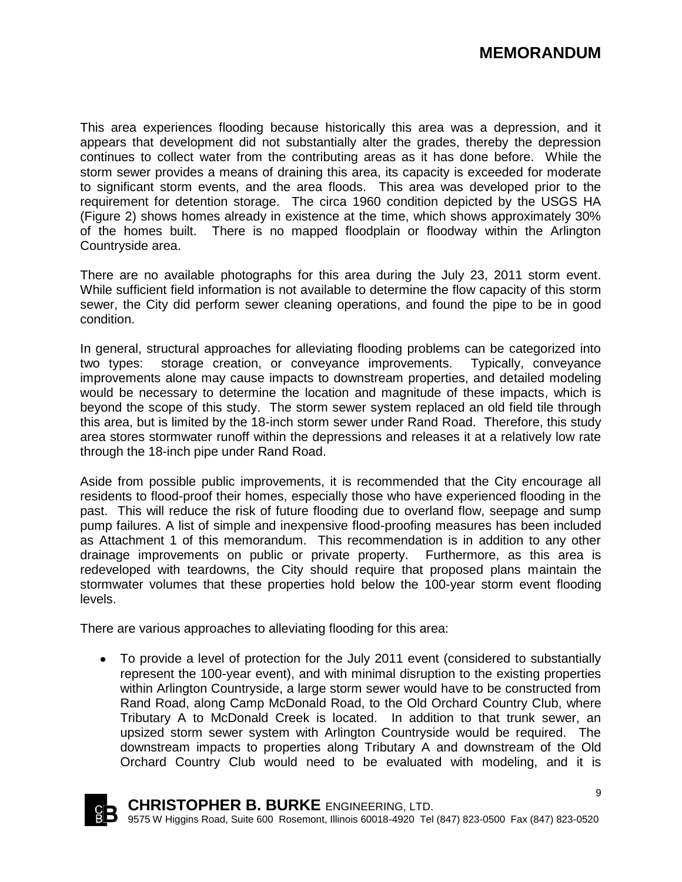This area experiences flooding because historically this area was a depression, and it appears that development did not substantially alter the grades, thereby the depression continues to collect water from the contributing areas as it has done before. While the storm sewer provides a means of draining this area, its capacity is exceeded for moderate to significant storm events, and the area floods. This area was developed prior to the requirement for detention storage. The circa 1960 condition depicted by the USGS HA (Figure 2) shows homes already in existence at the time, which shows approximately 30% of the homes built. There is no mapped floodplain or floodway within the Arlington Countryside area.

There are no available photographs for this area during the July 23, 2011 storm event. While sufficient field information is not available to determine the flow capacity of this storm sewer, the City did perform sewer cleaning operations, and found the pipe to be in good condition.

In general, structural approaches for alleviating flooding problems can be categorized into two types: storage creation, or conveyance improvements. Typically, conveyance improvements alone may cause impacts to downstream properties, and detailed modeling would be necessary to determine the location and magnitude of these impacts, which is beyond the scope of this study. The storm sewer system replaced an old field tile through this area, but is limited by the 18-inch storm sewer under Rand Road. Therefore, this study area stores stormwater runoff within the depressions and releases it at a relatively low rate through the 18-inch pipe under Rand Road.

Aside from possible public improvements, it is recommended that the City encourage all residents to flood-proof their homes, especially those who have experienced flooding in the past. This will reduce the risk of future flooding due to overland flow, seepage and sump pump failures. A list of simple and inexpensive flood-proofing measures has been included as Attachment 1 of this memorandum. This recommendation is in addition to any other drainage improvements on public or private property. Furthermore, as this area is redeveloped with teardowns, the City should require that proposed plans maintain the stormwater volumes that these properties hold below the 100-year storm event flooding levels.

There are various approaches to alleviating flooding for this area:

- To provide a level of protection for the July 2011 event (considered to substantially represent the 100-year event), and with minimal disruption to the existing properties within Arlington Countryside, a large storm sewer would have to be constructed from Rand Road, along Camp McDonald Road, to the Old Orchard Country Club, where Tributary A to McDonald Creek is located. In addition to that trunk sewer, an upsized storm sewer system with Arlington Countryside would be required. The downstream impacts to properties along Tributary A and downstream of the Old Orchard Country Club would need to be evaluated with modeling, and it is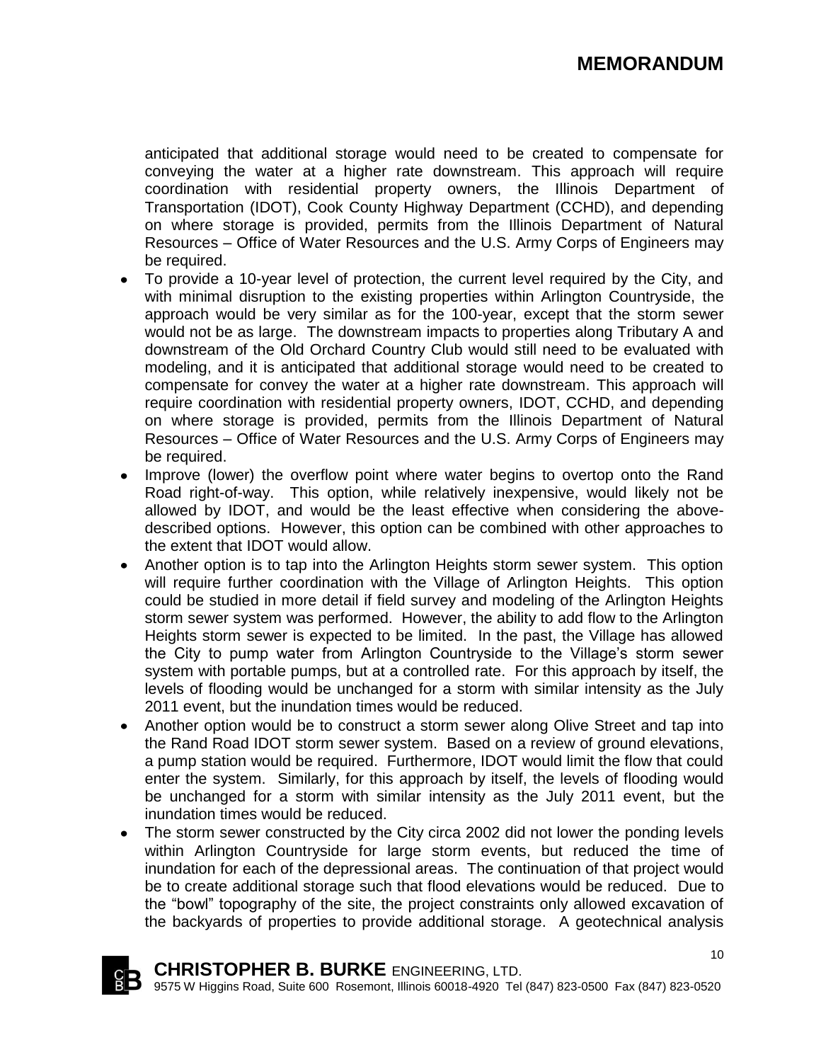anticipated that additional storage would need to be created to compensate for conveying the water at a higher rate downstream. This approach will require coordination with residential property owners, the Illinois Department of Transportation (IDOT), Cook County Highway Department (CCHD), and depending on where storage is provided, permits from the Illinois Department of Natural Resources – Office of Water Resources and the U.S. Army Corps of Engineers may be required.

- To provide a 10-year level of protection, the current level required by the City, and with minimal disruption to the existing properties within Arlington Countryside, the approach would be very similar as for the 100-year, except that the storm sewer would not be as large. The downstream impacts to properties along Tributary A and downstream of the Old Orchard Country Club would still need to be evaluated with modeling, and it is anticipated that additional storage would need to be created to compensate for convey the water at a higher rate downstream. This approach will require coordination with residential property owners, IDOT, CCHD, and depending on where storage is provided, permits from the Illinois Department of Natural Resources – Office of Water Resources and the U.S. Army Corps of Engineers may be required.
- Improve (lower) the overflow point where water begins to overtop onto the Rand Road right-of-way. This option, while relatively inexpensive, would likely not be allowed by IDOT, and would be the least effective when considering the above-described options. However, this option can be combined with other approaches to the extent that IDOT would allow.
- Another option is to tap into the Arlington Heights storm sewer system. This option will require further coordination with the Village of Arlington Heights. This option could be studied in more detail if field survey and modeling of the Arlington Heights storm sewer system was performed. However, the ability to add flow to the Arlington Heights storm sewer is expected to be limited. In the past, the Village has allowed the City to pump water from Arlington Countryside to the Village's storm sewer system with portable pumps, but at a controlled rate. For this approach by itself, the levels of flooding would be unchanged for a storm with similar intensity as the July 2011 event, but the inundation times would be reduced.
- Another option would be to construct a storm sewer along Olive Street and tap into the Rand Road IDOT storm sewer system. Based on a review of ground elevations, a pump station would be required. Furthermore, IDOT would limit the flow that could enter the system. Similarly, for this approach by itself, the levels of flooding would be unchanged for a storm with similar intensity as the July 2011 event, but the inundation times would be reduced.
- The storm sewer constructed by the City circa 2002 did not lower the ponding levels within Arlington Countryside for large storm events, but reduced the time of inundation for each of the depressional areas. The continuation of that project would be to create additional storage such that flood elevations would be reduced. Due to the "bowl" topography of the site, the project constraints only allowed excavation of the backyards of properties to provide additional storage. A geotechnical analysis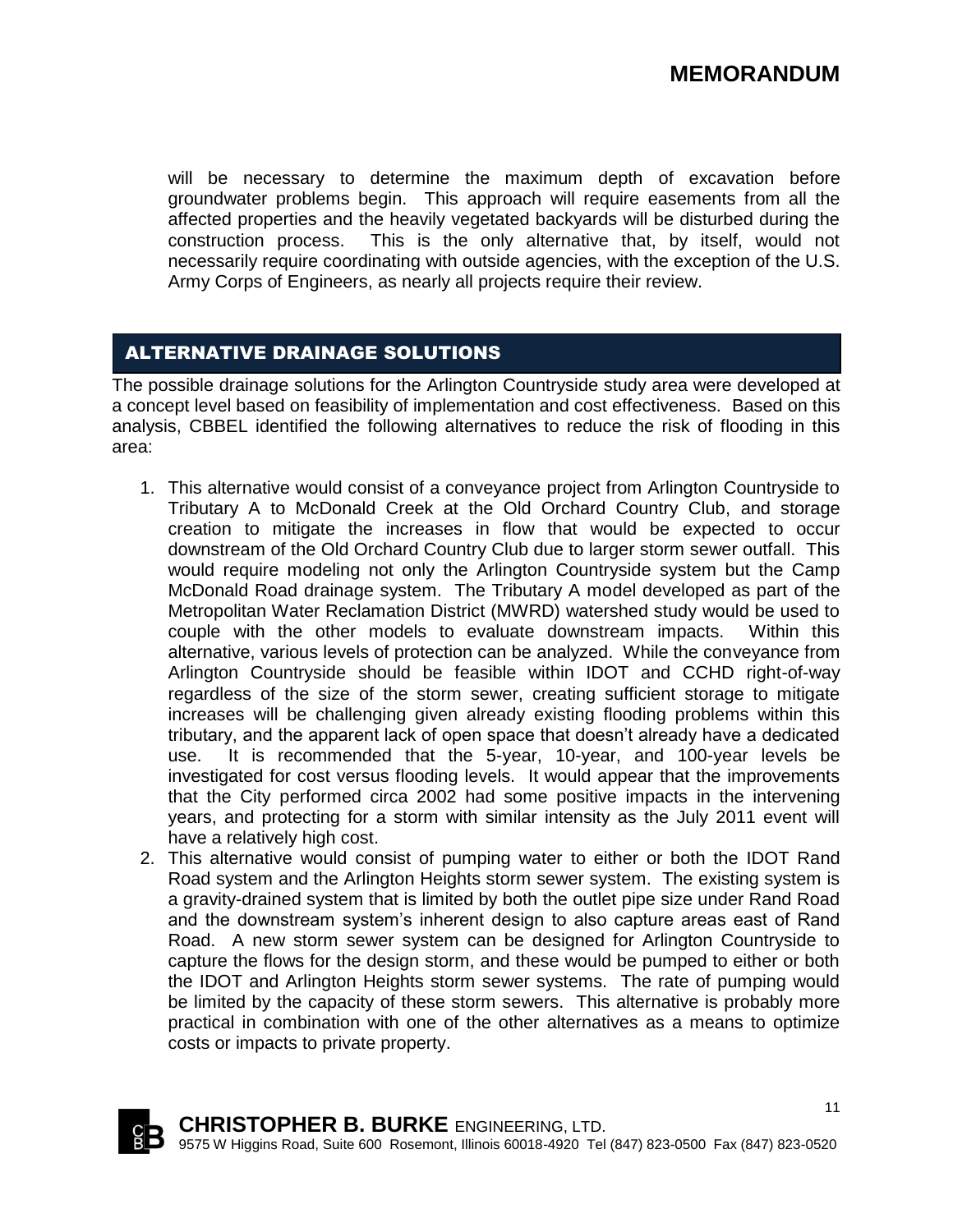will be necessary to determine the maximum depth of excavation before groundwater problems begin. This approach will require easements from all the affected properties and the heavily vegetated backyards will be disturbed during the construction process. This is the only alternative that, by itself, would not necessarily require coordinating with outside agencies, with the exception of the U.S. Army Corps of Engineers, as nearly all projects require their review.

## ALTERNATIVE DRAINAGE SOLUTIONS

The possible drainage solutions for the Arlington Countryside study area were developed at a concept level based on feasibility of implementation and cost effectiveness. Based on this analysis, CBBEL identified the following alternatives to reduce the risk of flooding in this area:

1. This alternative would consist of a conveyance project from Arlington Countryside to Tributary A to McDonald Creek at the Old Orchard Country Club, and storage creation to mitigate the increases in flow that would be expected to occur downstream of the Old Orchard Country Club due to larger storm sewer outfall. This would require modeling not only the Arlington Countryside system but the Camp McDonald Road drainage system. The Tributary A model developed as part of the Metropolitan Water Reclamation District (MWRD) watershed study would be used to couple with the other models to evaluate downstream impacts. Within this alternative, various levels of protection can be analyzed. While the conveyance from Arlington Countryside should be feasible within IDOT and CCHD right-of-way regardless of the size of the storm sewer, creating sufficient storage to mitigate increases will be challenging given already existing flooding problems within this tributary, and the apparent lack of open space that doesn't already have a dedicated use. It is recommended that the 5-year, 10-year, and 100-year levels be investigated for cost versus flooding levels. It would appear that the improvements that the City performed circa 2002 had some positive impacts in the intervening years, and protecting for a storm with similar intensity as the July 2011 event will have a relatively high cost.
2. This alternative would consist of pumping water to either or both the IDOT Rand Road system and the Arlington Heights storm sewer system. The existing system is a gravity-drained system that is limited by both the outlet pipe size under Rand Road and the downstream system's inherent design to also capture areas east of Rand Road. A new storm sewer system can be designed for Arlington Countryside to capture the flows for the design storm, and these would be pumped to either or both the IDOT and Arlington Heights storm sewer systems. The rate of pumping would be limited by the capacity of these storm sewers. This alternative is probably more practical in combination with one of the other alternatives as a means to optimize costs or impacts to private property.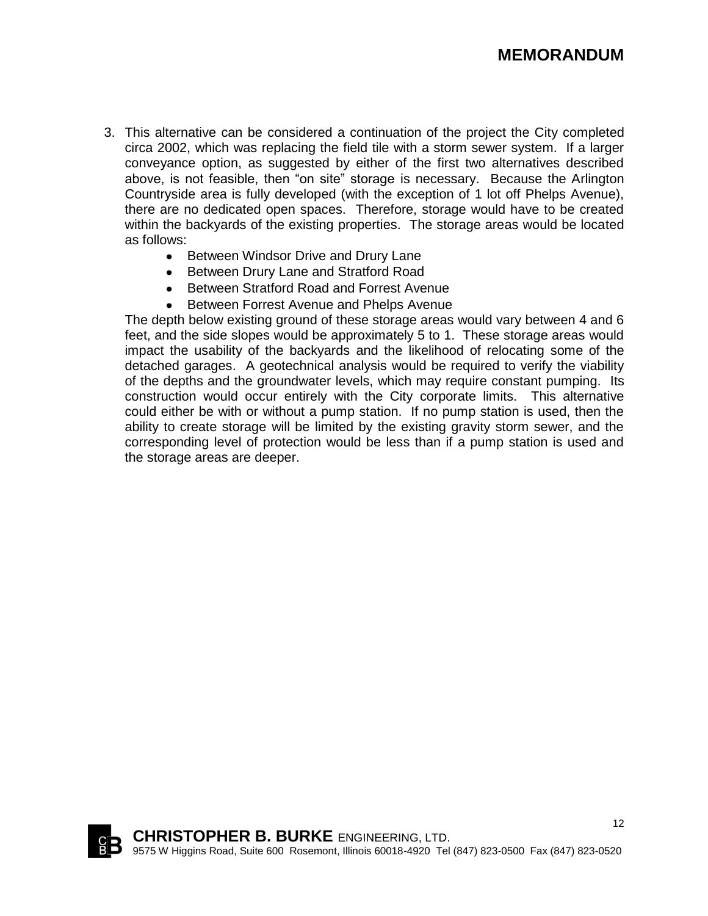3. This alternative can be considered a continuation of the project the City completed circa 2002, which was replacing the field tile with a storm sewer system. If a larger conveyance option, as suggested by either of the first two alternatives described above, is not feasible, then "on site" storage is necessary. Because the Arlington Countryside area is fully developed (with the exception of 1 lot off Phelps Avenue), there are no dedicated open spaces. Therefore, storage would have to be created within the backyards of the existing properties. The storage areas would be located as follows:
    - Between Windsor Drive and Drury Lane
    - Between Drury Lane and Stratford Road
    - Between Stratford Road and Forrest Avenue
    - Between Forrest Avenue and Phelps Avenue

    The depth below existing ground of these storage areas would vary between 4 and 6 feet, and the side slopes would be approximately 5 to 1. These storage areas would impact the usability of the backyards and the likelihood of relocating some of the detached garages. A geotechnical analysis would be required to verify the viability of the depths and the groundwater levels, which may require constant pumping. Its construction would occur entirely with the City corporate limits. This alternative could either be with or without a pump station. If no pump station is used, then the ability to create storage will be limited by the existing gravity storm sewer, and the corresponding level of protection would be less than if a pump station is used and the storage areas are deeper.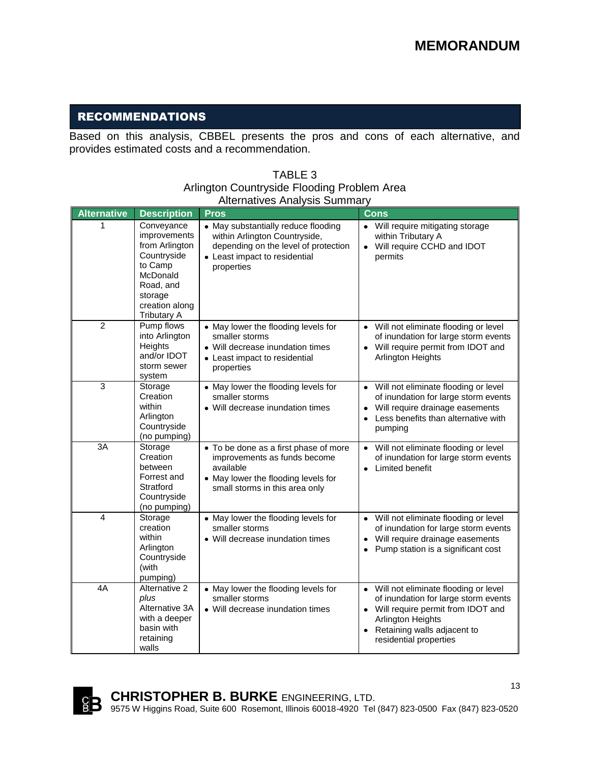## RECOMMENDATIONS

Based on this analysis, CBBEL presents the pros and cons of each alternative, and provides estimated costs and a recommendation.

TABLE 3
Arlington Countryside Flooding Problem Area
Alternatives Analysis Summary

| Alternative | Description | Pros | Cons |
|---|---|---|---|
| 1 | Conveyance improvements from Arlington Countryside to Camp McDonald Road, and storage creation along Tributary A | • May substantially reduce flooding within Arlington Countryside, depending on the level of protection<br>• Least impact to residential properties | • Will require mitigating storage within Tributary A<br>• Will require CCHD and IDOT permits |
| 2 | Pump flows into Arlington Heights and/or IDOT storm sewer system | • May lower the flooding levels for smaller storms<br>• Will decrease inundation times<br>• Least impact to residential properties | • Will not eliminate flooding or level of inundation for large storm events<br>• Will require permit from IDOT and Arlington Heights |
| 3 | Storage Creation within Arlington Countryside (no pumping) | • May lower the flooding levels for smaller storms<br>• Will decrease inundation times | • Will not eliminate flooding or level of inundation for large storm events<br>• Will require drainage easements<br>• Less benefits than alternative with pumping |
| 3A | Storage Creation between Forrest and Stratford Countryside (no pumping) | • To be done as a first phase of more improvements as funds become available<br>• May lower the flooding levels for small storms in this area only | • Will not eliminate flooding or level of inundation for large storm events<br>• Limited benefit |
| 4 | Storage creation within Arlington Countryside (with pumping) | • May lower the flooding levels for smaller storms<br>• Will decrease inundation times | • Will not eliminate flooding or level of inundation for large storm events<br>• Will require drainage easements<br>• Pump station is a significant cost |
| 4A | Alternative 2 *plus* Alternative 3A with a deeper basin with retaining walls | • May lower the flooding levels for smaller storms<br>• Will decrease inundation times | • Will not eliminate flooding or level of inundation for large storm events<br>• Will require permit from IDOT and Arlington Heights<br>• Retaining walls adjacent to residential properties |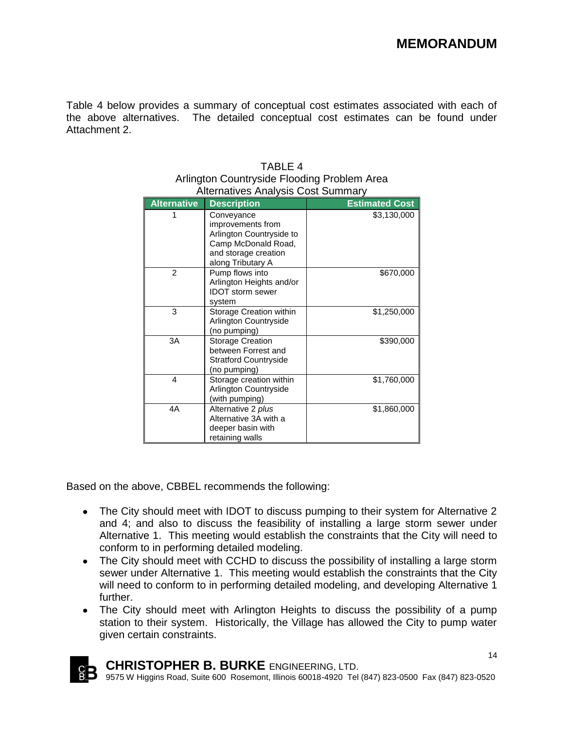Table 4 below provides a summary of conceptual cost estimates associated with each of the above alternatives. The detailed conceptual cost estimates can be found under Attachment 2.

TABLE 4
Arlington Countryside Flooding Problem Area
Alternatives Analysis Cost Summary

| Alternative | Description | Estimated Cost |
|---|---|---|
| 1 | Conveyance improvements from Arlington Countryside to Camp McDonald Road, and storage creation along Tributary A | \$3,130,000 |
| 2 | Pump flows into Arlington Heights and/or IDOT storm sewer system | \$670,000 |
| 3 | Storage Creation within Arlington Countryside (no pumping) | \$1,250,000 |
| 3A | Storage Creation between Forrest and Stratford Countryside (no pumping) | \$390,000 |
| 4 | Storage creation within Arlington Countryside (with pumping) | \$1,760,000 |
| 4A | Alternative 2 *plus* Alternative 3A with a deeper basin with retaining walls | \$1,860,000 |

Based on the above, CBBEL recommends the following:

- The City should meet with IDOT to discuss pumping to their system for Alternative 2 and 4; and also to discuss the feasibility of installing a large storm sewer under Alternative 1. This meeting would establish the constraints that the City will need to conform to in performing detailed modeling.
- The City should meet with CCHD to discuss the possibility of installing a large storm sewer under Alternative 1. This meeting would establish the constraints that the City will need to conform to in performing detailed modeling, and developing Alternative 1 further.
- The City should meet with Arlington Heights to discuss the possibility of a pump station to their system. Historically, the Village has allowed the City to pump water given certain constraints.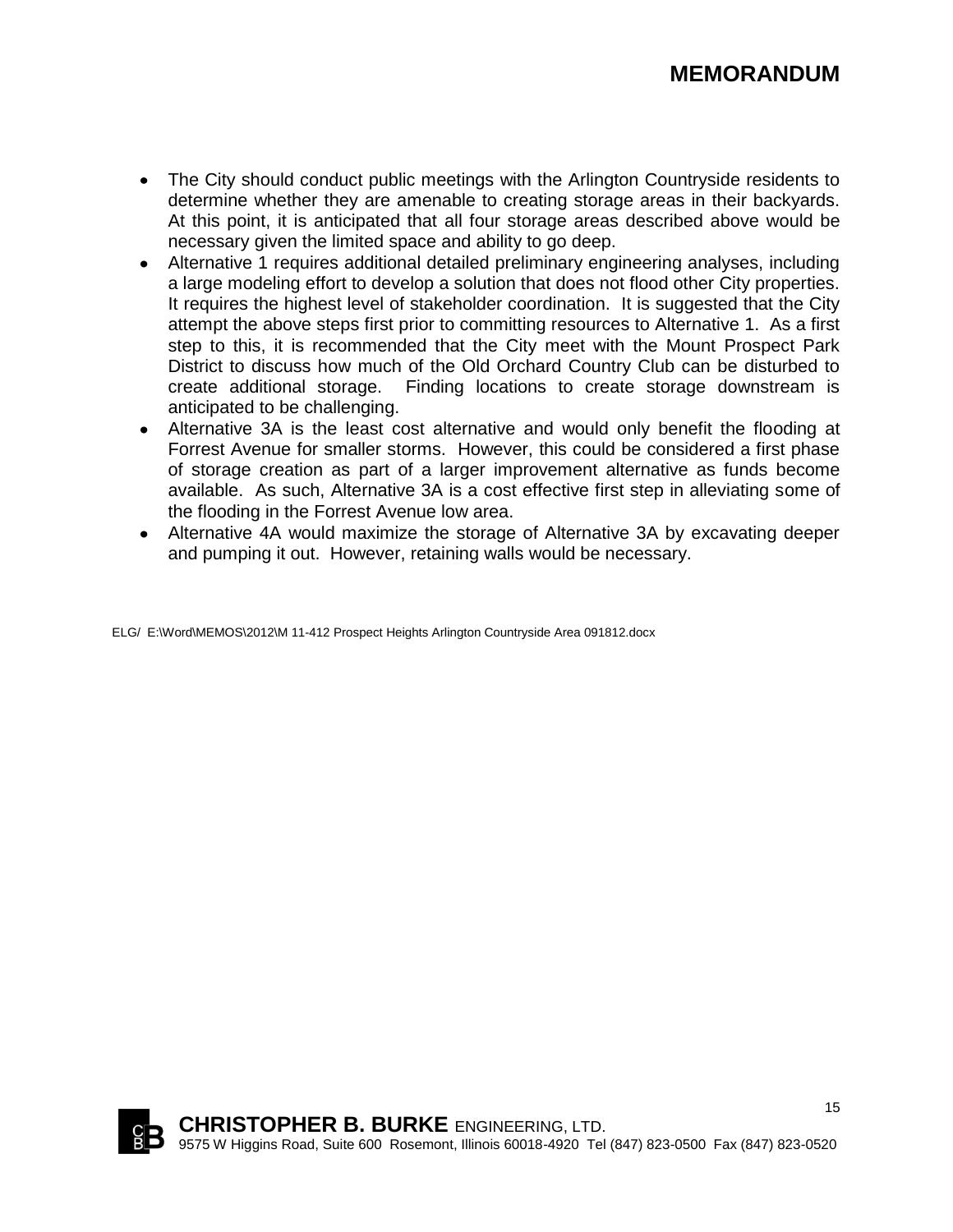- The City should conduct public meetings with the Arlington Countryside residents to determine whether they are amenable to creating storage areas in their backyards. At this point, it is anticipated that all four storage areas described above would be necessary given the limited space and ability to go deep.
- Alternative 1 requires additional detailed preliminary engineering analyses, including a large modeling effort to develop a solution that does not flood other City properties. It requires the highest level of stakeholder coordination. It is suggested that the City attempt the above steps first prior to committing resources to Alternative 1. As a first step to this, it is recommended that the City meet with the Mount Prospect Park District to discuss how much of the Old Orchard Country Club can be disturbed to create additional storage. Finding locations to create storage downstream is anticipated to be challenging.
- Alternative 3A is the least cost alternative and would only benefit the flooding at Forrest Avenue for smaller storms. However, this could be considered a first phase of storage creation as part of a larger improvement alternative as funds become available. As such, Alternative 3A is a cost effective first step in alleviating some of the flooding in the Forrest Avenue low area.
- Alternative 4A would maximize the storage of Alternative 3A by excavating deeper and pumping it out. However, retaining walls would be necessary.

ELG/ E:\Word\MEMOS\2012\M 11-412 Prospect Heights Arlington Countryside Area 091812.docx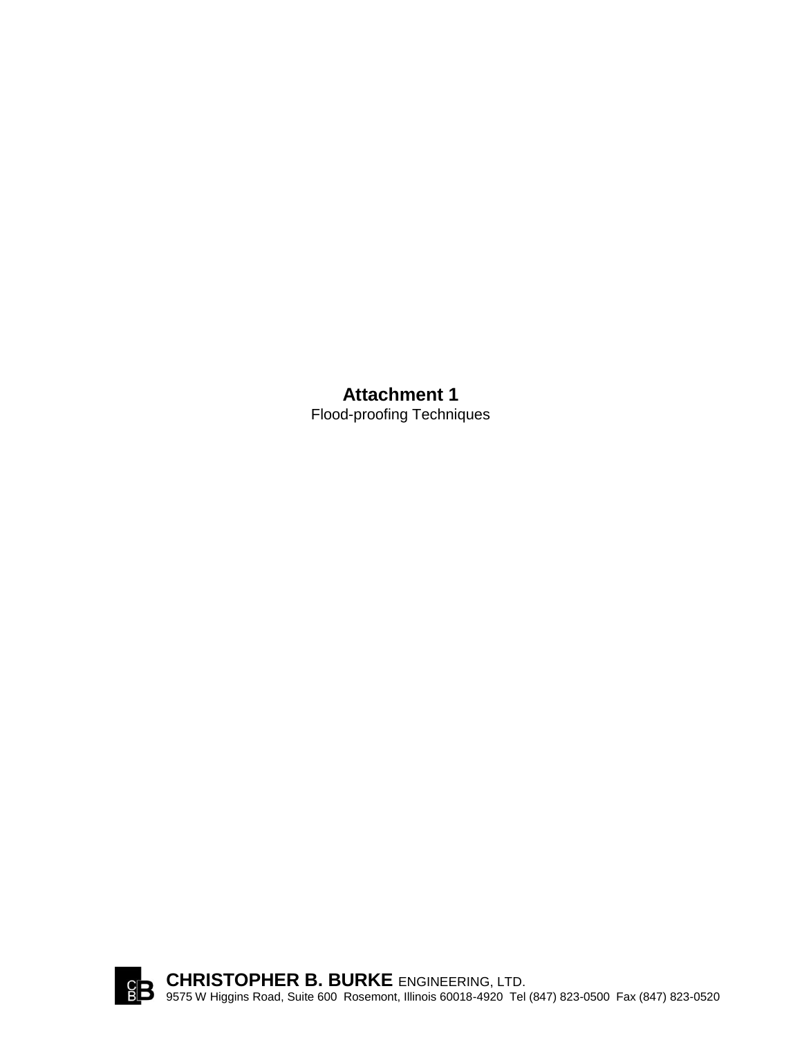**Attachment 1**

Flood-proofing Techniques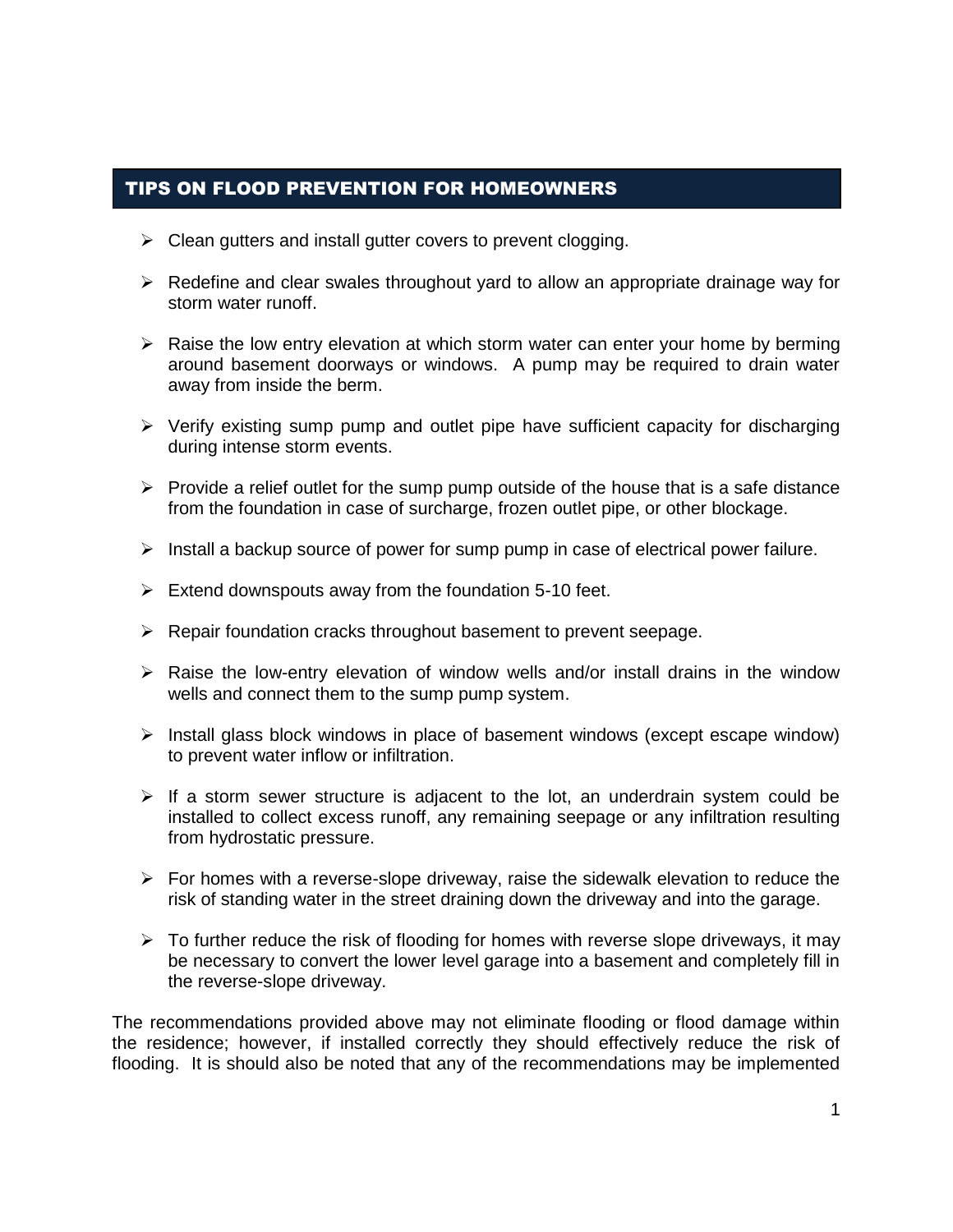## TIPS ON FLOOD PREVENTION FOR HOMEOWNERS

- Clean gutters and install gutter covers to prevent clogging.
- Redefine and clear swales throughout yard to allow an appropriate drainage way for storm water runoff.
- Raise the low entry elevation at which storm water can enter your home by berming around basement doorways or windows. A pump may be required to drain water away from inside the berm.
- Verify existing sump pump and outlet pipe have sufficient capacity for discharging during intense storm events.
- Provide a relief outlet for the sump pump outside of the house that is a safe distance from the foundation in case of surcharge, frozen outlet pipe, or other blockage.
- Install a backup source of power for sump pump in case of electrical power failure.
- Extend downspouts away from the foundation 5-10 feet.
- Repair foundation cracks throughout basement to prevent seepage.
- Raise the low-entry elevation of window wells and/or install drains in the window wells and connect them to the sump pump system.
- Install glass block windows in place of basement windows (except escape window) to prevent water inflow or infiltration.
- If a storm sewer structure is adjacent to the lot, an underdrain system could be installed to collect excess runoff, any remaining seepage or any infiltration resulting from hydrostatic pressure.
- For homes with a reverse-slope driveway, raise the sidewalk elevation to reduce the risk of standing water in the street draining down the driveway and into the garage.
- To further reduce the risk of flooding for homes with reverse slope driveways, it may be necessary to convert the lower level garage into a basement and completely fill in the reverse-slope driveway.

The recommendations provided above may not eliminate flooding or flood damage within the residence; however, if installed correctly they should effectively reduce the risk of flooding. It is should also be noted that any of the recommendations may be implemented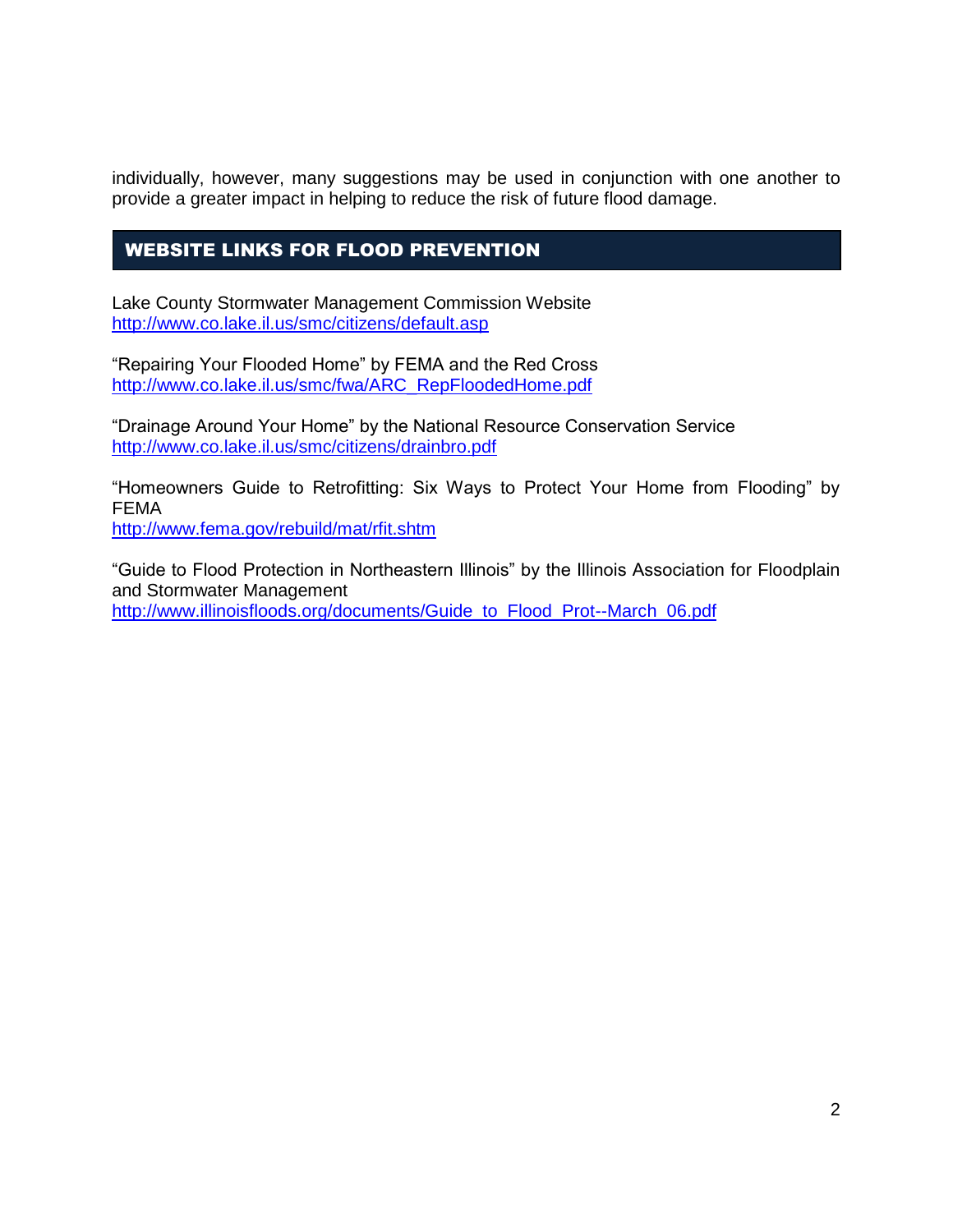individually, however, many suggestions may be used in conjunction with one another to provide a greater impact in helping to reduce the risk of future flood damage.

## WEBSITE LINKS FOR FLOOD PREVENTION

Lake County Stormwater Management Commission Website
http://www.co.lake.il.us/smc/citizens/default.asp

"Repairing Your Flooded Home" by FEMA and the Red Cross
http://www.co.lake.il.us/smc/fwa/ARC_RepFloodedHome.pdf

"Drainage Around Your Home" by the National Resource Conservation Service
http://www.co.lake.il.us/smc/citizens/drainbro.pdf

"Homeowners Guide to Retrofitting: Six Ways to Protect Your Home from Flooding" by FEMA
http://www.fema.gov/rebuild/mat/rfit.shtm

"Guide to Flood Protection in Northeastern Illinois" by the Illinois Association for Floodplain and Stormwater Management
http://www.illinoisfloods.org/documents/Guide_to_Flood_Prot--March_06.pdf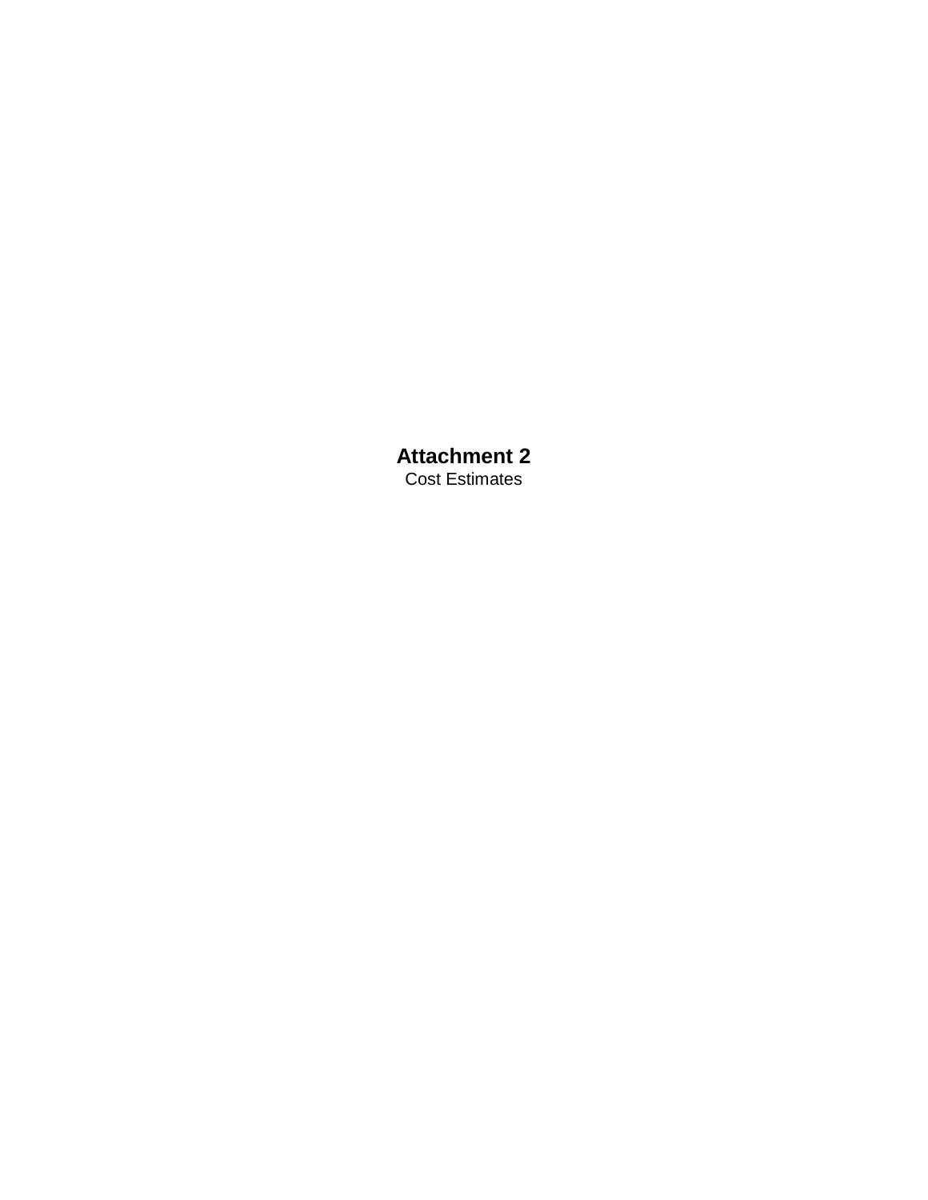# Attachment 2

Cost Estimates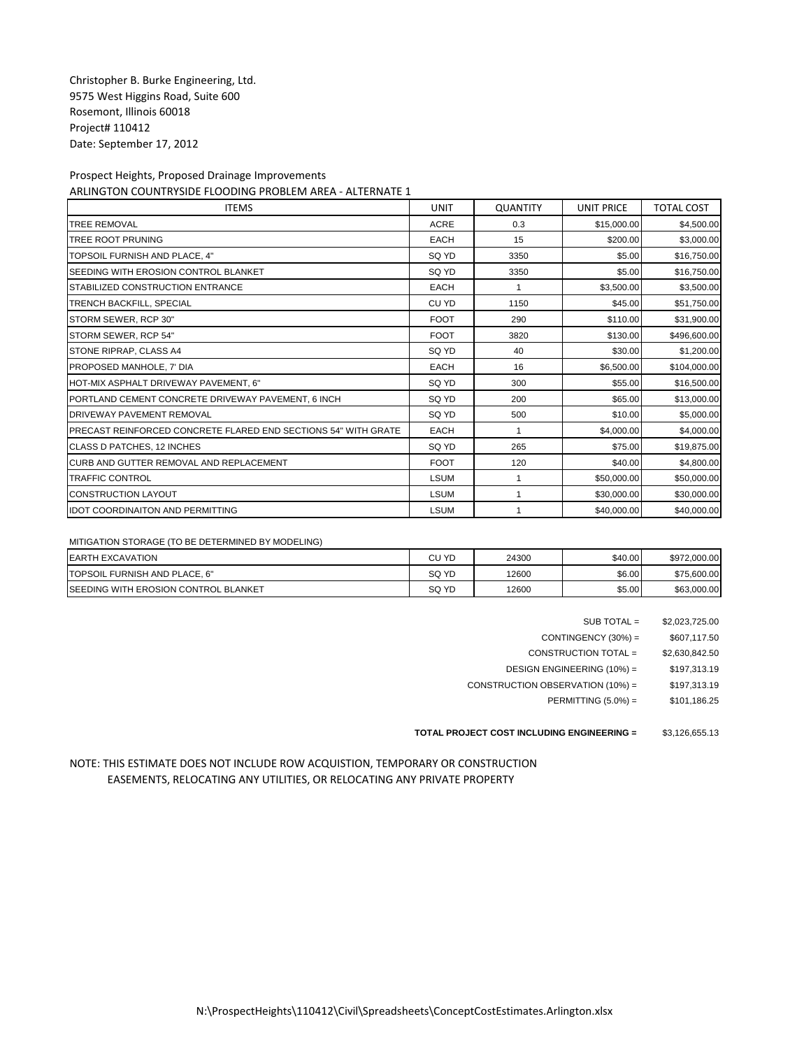Christopher B. Burke Engineering, Ltd.
9575 West Higgins Road, Suite 600
Rosemont, Illinois 60018
Project# 110412
Date: September 17, 2012

Prospect Heights, Proposed Drainage Improvements
ARLINGTON COUNTRYSIDE FLOODING PROBLEM AREA - ALTERNATE 1

| ITEMS | UNIT | QUANTITY | UNIT PRICE | TOTAL COST |
|---|---|---|---|---|
| TREE REMOVAL | ACRE | 0.3 | $15,000.00 | $4,500.00 |
| TREE ROOT PRUNING | EACH | 15 | $200.00 | $3,000.00 |
| TOPSOIL FURNISH AND PLACE, 4" | SQ YD | 3350 | $5.00 | $16,750.00 |
| SEEDING WITH EROSION CONTROL BLANKET | SQ YD | 3350 | $5.00 | $16,750.00 |
| STABILIZED CONSTRUCTION ENTRANCE | EACH | 1 | $3,500.00 | $3,500.00 |
| TRENCH BACKFILL, SPECIAL | CU YD | 1150 | $45.00 | $51,750.00 |
| STORM SEWER, RCP 30" | FOOT | 290 | $110.00 | $31,900.00 |
| STORM SEWER, RCP 54" | FOOT | 3820 | $130.00 | $496,600.00 |
| STONE RIPRAP, CLASS A4 | SQ YD | 40 | $30.00 | $1,200.00 |
| PROPOSED MANHOLE, 7' DIA | EACH | 16 | $6,500.00 | $104,000.00 |
| HOT-MIX ASPHALT DRIVEWAY PAVEMENT, 6" | SQ YD | 300 | $55.00 | $16,500.00 |
| PORTLAND CEMENT CONCRETE DRIVEWAY PAVEMENT, 6 INCH | SQ YD | 200 | $65.00 | $13,000.00 |
| DRIVEWAY PAVEMENT REMOVAL | SQ YD | 500 | $10.00 | $5,000.00 |
| PRECAST REINFORCED CONCRETE FLARED END SECTIONS 54" WITH GRATE | EACH | 1 | $4,000.00 | $4,000.00 |
| CLASS D PATCHES, 12 INCHES | SQ YD | 265 | $75.00 | $19,875.00 |
| CURB AND GUTTER REMOVAL AND REPLACEMENT | FOOT | 120 | $40.00 | $4,800.00 |
| TRAFFIC CONTROL | LSUM | 1 | $50,000.00 | $50,000.00 |
| CONSTRUCTION LAYOUT | LSUM | 1 | $30,000.00 | $30,000.00 |
| IDOT COORDINAITON AND PERMITTING | LSUM | 1 | $40,000.00 | $40,000.00 |

MITIGATION STORAGE (TO BE DETERMINED BY MODELING)

| ITEMS | UNIT | QUANTITY | UNIT PRICE | TOTAL COST |
|---|---|---|---|---|
| EARTH EXCAVATION | CU YD | 24300 | $40.00 | $972,000.00 |
| TOPSOIL FURNISH AND PLACE, 6" | SQ YD | 12600 | $6.00 | $75,600.00 |
| SEEDING WITH EROSION CONTROL BLANKET | SQ YD | 12600 | $5.00 | $63,000.00 |

| | |
|---|---|
| SUB TOTAL = | $2,023,725.00 |
| CONTINGENCY (30%) = | $607,117.50 |
| CONSTRUCTION TOTAL = | $2,630,842.50 |
| DESIGN ENGINEERING (10%) = | $197,313.19 |
| CONSTRUCTION OBSERVATION (10%) = | $197,313.19 |
| PERMITTING (5.0%) = | $101,186.25 |
| **TOTAL PROJECT COST INCLUDING ENGINEERING =** | $3,126,655.13 |

NOTE: THIS ESTIMATE DOES NOT INCLUDE ROW ACQUISTION, TEMPORARY OR CONSTRUCTION EASEMENTS, RELOCATING ANY UTILITIES, OR RELOCATING ANY PRIVATE PROPERTY

N:\ProspectHeights\110412\Civil\Spreadsheets\ConceptCostEstimates.Arlington.xlsx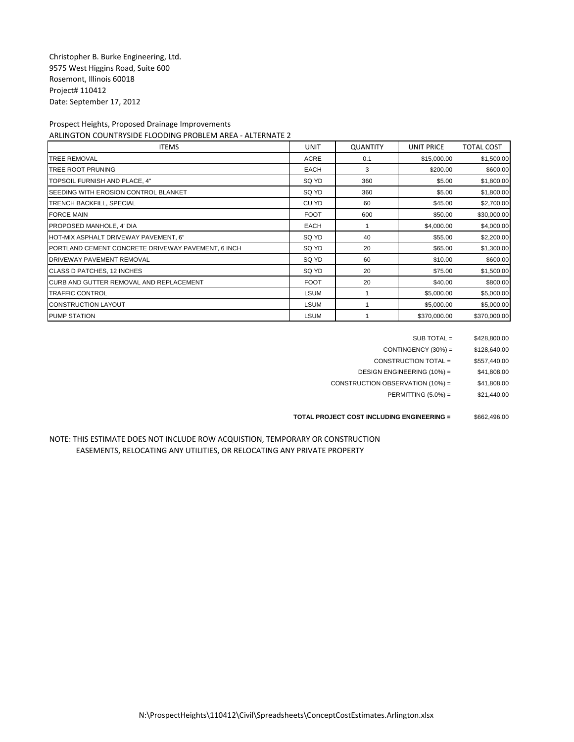Christopher B. Burke Engineering, Ltd.
9575 West Higgins Road, Suite 600
Rosemont, Illinois 60018
Project# 110412
Date: September 17, 2012

Prospect Heights, Proposed Drainage Improvements
ARLINGTON COUNTRYSIDE FLOODING PROBLEM AREA - ALTERNATE 2

| ITEMS | UNIT | QUANTITY | UNIT PRICE | TOTAL COST |
|---|---|---|---|---|
| TREE REMOVAL | ACRE | 0.1 | $15,000.00 | $1,500.00 |
| TREE ROOT PRUNING | EACH | 3 | $200.00 | $600.00 |
| TOPSOIL FURNISH AND PLACE, 4" | SQ YD | 360 | $5.00 | $1,800.00 |
| SEEDING WITH EROSION CONTROL BLANKET | SQ YD | 360 | $5.00 | $1,800.00 |
| TRENCH BACKFILL, SPECIAL | CU YD | 60 | $45.00 | $2,700.00 |
| FORCE MAIN | FOOT | 600 | $50.00 | $30,000.00 |
| PROPOSED MANHOLE, 4' DIA | EACH | 1 | $4,000.00 | $4,000.00 |
| HOT-MIX ASPHALT DRIVEWAY PAVEMENT, 6" | SQ YD | 40 | $55.00 | $2,200.00 |
| PORTLAND CEMENT CONCRETE DRIVEWAY PAVEMENT, 6 INCH | SQ YD | 20 | $65.00 | $1,300.00 |
| DRIVEWAY PAVEMENT REMOVAL | SQ YD | 60 | $10.00 | $600.00 |
| CLASS D PATCHES, 12 INCHES | SQ YD | 20 | $75.00 | $1,500.00 |
| CURB AND GUTTER REMOVAL AND REPLACEMENT | FOOT | 20 | $40.00 | $800.00 |
| TRAFFIC CONTROL | LSUM | 1 | $5,000.00 | $5,000.00 |
| CONSTRUCTION LAYOUT | LSUM | 1 | $5,000.00 | $5,000.00 |
| PUMP STATION | LSUM | 1 | $370,000.00 | $370,000.00 |

| | |
|---|---|
| SUB TOTAL = | $428,800.00 |
| CONTINGENCY (30%) = | $128,640.00 |
| CONSTRUCTION TOTAL = | $557,440.00 |
| DESIGN ENGINEERING (10%) = | $41,808.00 |
| CONSTRUCTION OBSERVATION (10%) = | $41,808.00 |
| PERMITTING (5.0%) = | $21,440.00 |
| **TOTAL PROJECT COST INCLUDING ENGINEERING =** | $662,496.00 |

NOTE: THIS ESTIMATE DOES NOT INCLUDE ROW ACQUISTION, TEMPORARY OR CONSTRUCTION EASEMENTS, RELOCATING ANY UTILITIES, OR RELOCATING ANY PRIVATE PROPERTY

N:\ProspectHeights\110412\Civil\Spreadsheets\ConceptCostEstimates.Arlington.xlsx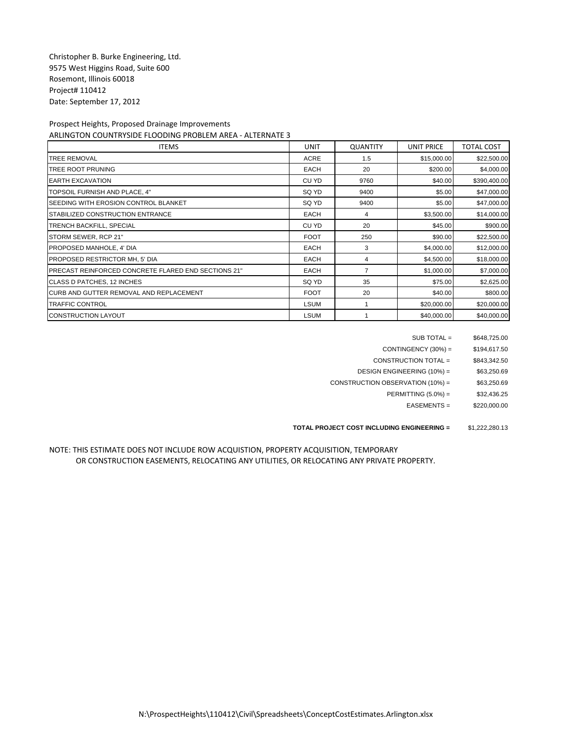Christopher B. Burke Engineering, Ltd.
9575 West Higgins Road, Suite 600
Rosemont, Illinois 60018
Project# 110412
Date: September 17, 2012

Prospect Heights, Proposed Drainage Improvements
ARLINGTON COUNTRYSIDE FLOODING PROBLEM AREA - ALTERNATE 3

| ITEMS | UNIT | QUANTITY | UNIT PRICE | TOTAL COST |
|---|---|---|---|---|
| TREE REMOVAL | ACRE | 1.5 | $15,000.00 | $22,500.00 |
| TREE ROOT PRUNING | EACH | 20 | $200.00 | $4,000.00 |
| EARTH EXCAVATION | CU YD | 9760 | $40.00 | $390,400.00 |
| TOPSOIL FURNISH AND PLACE, 4" | SQ YD | 9400 | $5.00 | $47,000.00 |
| SEEDING WITH EROSION CONTROL BLANKET | SQ YD | 9400 | $5.00 | $47,000.00 |
| STABILIZED CONSTRUCTION ENTRANCE | EACH | 4 | $3,500.00 | $14,000.00 |
| TRENCH BACKFILL, SPECIAL | CU YD | 20 | $45.00 | $900.00 |
| STORM SEWER, RCP 21" | FOOT | 250 | $90.00 | $22,500.00 |
| PROPOSED MANHOLE, 4' DIA | EACH | 3 | $4,000.00 | $12,000.00 |
| PROPOSED RESTRICTOR MH, 5' DIA | EACH | 4 | $4,500.00 | $18,000.00 |
| PRECAST REINFORCED CONCRETE FLARED END SECTIONS 21" | EACH | 7 | $1,000.00 | $7,000.00 |
| CLASS D PATCHES, 12 INCHES | SQ YD | 35 | $75.00 | $2,625.00 |
| CURB AND GUTTER REMOVAL AND REPLACEMENT | FOOT | 20 | $40.00 | $800.00 |
| TRAFFIC CONTROL | LSUM | 1 | $20,000.00 | $20,000.00 |
| CONSTRUCTION LAYOUT | LSUM | 1 | $40,000.00 | $40,000.00 |

| | |
|---|---|
| SUB TOTAL = | $648,725.00 |
| CONTINGENCY (30%) = | $194,617.50 |
| CONSTRUCTION TOTAL = | $843,342.50 |
| DESIGN ENGINEERING (10%) = | $63,250.69 |
| CONSTRUCTION OBSERVATION (10%) = | $63,250.69 |
| PERMITTING (5.0%) = | $32,436.25 |
| EASEMENTS = | $220,000.00 |
| **TOTAL PROJECT COST INCLUDING ENGINEERING =** | $1,222,280.13 |

NOTE: THIS ESTIMATE DOES NOT INCLUDE ROW ACQUISTION, PROPERTY ACQUISITION, TEMPORARY OR CONSTRUCTION EASEMENTS, RELOCATING ANY UTILITIES, OR RELOCATING ANY PRIVATE PROPERTY.

N:\ProspectHeights\110412\Civil\Spreadsheets\ConceptCostEstimates.Arlington.xlsx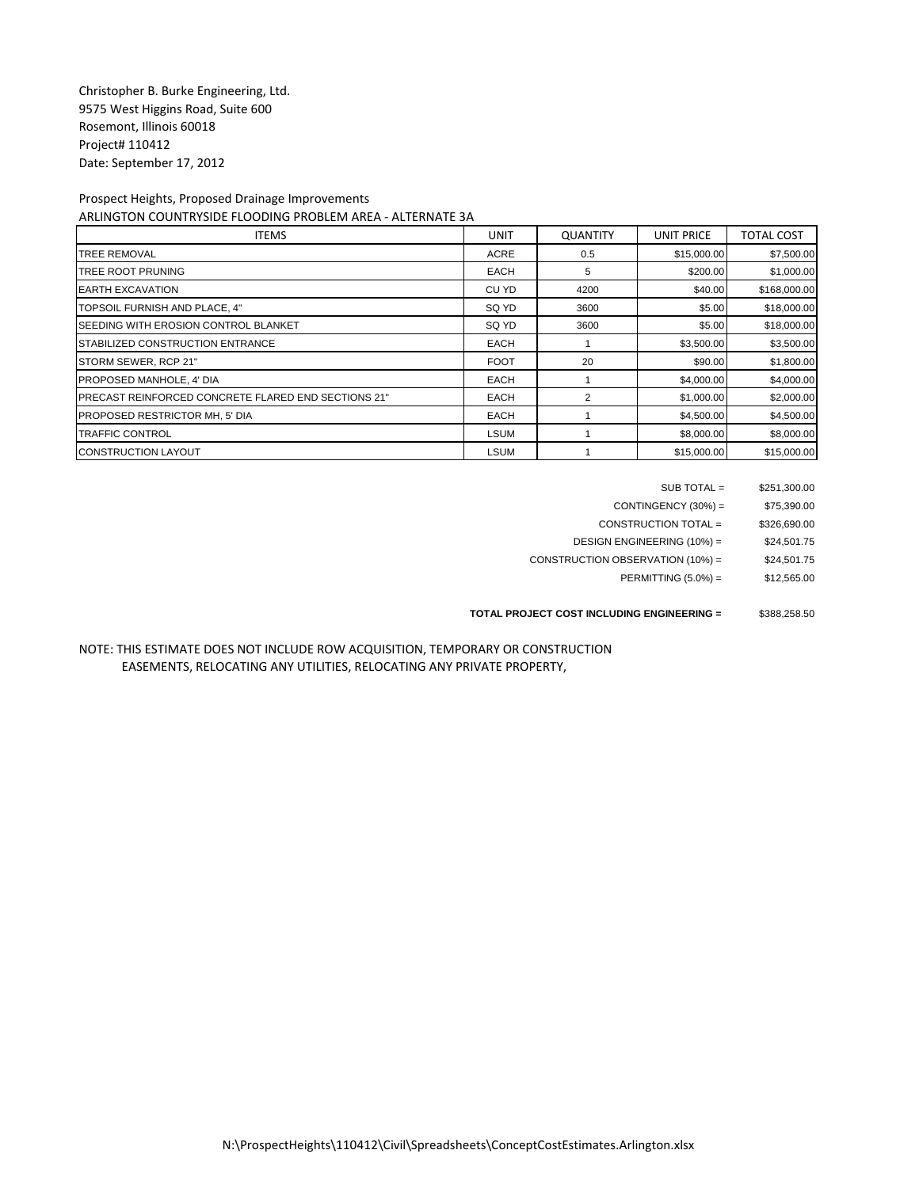Christopher B. Burke Engineering, Ltd.
9575 West Higgins Road, Suite 600
Rosemont, Illinois 60018
Project# 110412
Date: September 17, 2012

Prospect Heights, Proposed Drainage Improvements
ARLINGTON COUNTRYSIDE FLOODING PROBLEM AREA - ALTERNATE 3A

| ITEMS | UNIT | QUANTITY | UNIT PRICE | TOTAL COST |
|---|---|---|---|---|
| TREE REMOVAL | ACRE | 0.5 | $15,000.00 | $7,500.00 |
| TREE ROOT PRUNING | EACH | 5 | $200.00 | $1,000.00 |
| EARTH EXCAVATION | CU YD | 4200 | $40.00 | $168,000.00 |
| TOPSOIL FURNISH AND PLACE, 4" | SQ YD | 3600 | $5.00 | $18,000.00 |
| SEEDING WITH EROSION CONTROL BLANKET | SQ YD | 3600 | $5.00 | $18,000.00 |
| STABILIZED CONSTRUCTION ENTRANCE | EACH | 1 | $3,500.00 | $3,500.00 |
| STORM SEWER, RCP 21" | FOOT | 20 | $90.00 | $1,800.00 |
| PROPOSED MANHOLE, 4' DIA | EACH | 1 | $4,000.00 | $4,000.00 |
| PRECAST REINFORCED CONCRETE FLARED END SECTIONS 21" | EACH | 2 | $1,000.00 | $2,000.00 |
| PROPOSED RESTRICTOR MH, 5' DIA | EACH | 1 | $4,500.00 | $4,500.00 |
| TRAFFIC CONTROL | LSUM | 1 | $8,000.00 | $8,000.00 |
| CONSTRUCTION LAYOUT | LSUM | 1 | $15,000.00 | $15,000.00 |

| | |
|---|---|
| SUB TOTAL = | $251,300.00 |
| CONTINGENCY (30%) = | $75,390.00 |
| CONSTRUCTION TOTAL = | $326,690.00 |
| DESIGN ENGINEERING (10%) = | $24,501.75 |
| CONSTRUCTION OBSERVATION (10%) = | $24,501.75 |
| PERMITTING (5.0%) = | $12,565.00 |
| **TOTAL PROJECT COST INCLUDING ENGINEERING =** | $388,258.50 |

NOTE: THIS ESTIMATE DOES NOT INCLUDE ROW ACQUISITION, TEMPORARY OR CONSTRUCTION EASEMENTS, RELOCATING ANY UTILITIES, RELOCATING ANY PRIVATE PROPERTY,

N:\ProspectHeights\110412\Civil\Spreadsheets\ConceptCostEstimates.Arlington.xlsx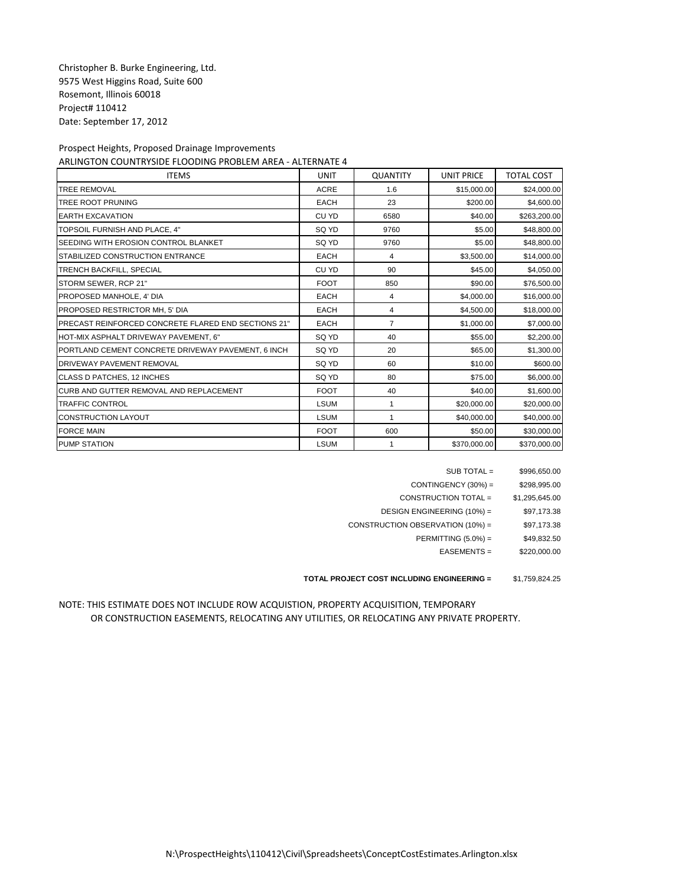Christopher B. Burke Engineering, Ltd.
9575 West Higgins Road, Suite 600
Rosemont, Illinois 60018
Project# 110412
Date: September 17, 2012

Prospect Heights, Proposed Drainage Improvements
ARLINGTON COUNTRYSIDE FLOODING PROBLEM AREA - ALTERNATE 4

| ITEMS | UNIT | QUANTITY | UNIT PRICE | TOTAL COST |
|---|---|---|---|---|
| TREE REMOVAL | ACRE | 1.6 | $15,000.00 | $24,000.00 |
| TREE ROOT PRUNING | EACH | 23 | $200.00 | $4,600.00 |
| EARTH EXCAVATION | CU YD | 6580 | $40.00 | $263,200.00 |
| TOPSOIL FURNISH AND PLACE, 4" | SQ YD | 9760 | $5.00 | $48,800.00 |
| SEEDING WITH EROSION CONTROL BLANKET | SQ YD | 9760 | $5.00 | $48,800.00 |
| STABILIZED CONSTRUCTION ENTRANCE | EACH | 4 | $3,500.00 | $14,000.00 |
| TRENCH BACKFILL, SPECIAL | CU YD | 90 | $45.00 | $4,050.00 |
| STORM SEWER, RCP 21" | FOOT | 850 | $90.00 | $76,500.00 |
| PROPOSED MANHOLE, 4' DIA | EACH | 4 | $4,000.00 | $16,000.00 |
| PROPOSED RESTRICTOR MH, 5' DIA | EACH | 4 | $4,500.00 | $18,000.00 |
| PRECAST REINFORCED CONCRETE FLARED END SECTIONS 21" | EACH | 7 | $1,000.00 | $7,000.00 |
| HOT-MIX ASPHALT DRIVEWAY PAVEMENT, 6" | SQ YD | 40 | $55.00 | $2,200.00 |
| PORTLAND CEMENT CONCRETE DRIVEWAY PAVEMENT, 6 INCH | SQ YD | 20 | $65.00 | $1,300.00 |
| DRIVEWAY PAVEMENT REMOVAL | SQ YD | 60 | $10.00 | $600.00 |
| CLASS D PATCHES, 12 INCHES | SQ YD | 80 | $75.00 | $6,000.00 |
| CURB AND GUTTER REMOVAL AND REPLACEMENT | FOOT | 40 | $40.00 | $1,600.00 |
| TRAFFIC CONTROL | LSUM | 1 | $20,000.00 | $20,000.00 |
| CONSTRUCTION LAYOUT | LSUM | 1 | $40,000.00 | $40,000.00 |
| FORCE MAIN | FOOT | 600 | $50.00 | $30,000.00 |
| PUMP STATION | LSUM | 1 | $370,000.00 | $370,000.00 |

| | |
|---|---|
| SUB TOTAL = | $996,650.00 |
| CONTINGENCY (30%) = | $298,995.00 |
| CONSTRUCTION TOTAL = | $1,295,645.00 |
| DESIGN ENGINEERING (10%) = | $97,173.38 |
| CONSTRUCTION OBSERVATION (10%) = | $97,173.38 |
| PERMITTING (5.0%) = | $49,832.50 |
| EASEMENTS = | $220,000.00 |
| **TOTAL PROJECT COST INCLUDING ENGINEERING =** | $1,759,824.25 |

NOTE: THIS ESTIMATE DOES NOT INCLUDE ROW ACQUISTION, PROPERTY ACQUISITION, TEMPORARY OR CONSTRUCTION EASEMENTS, RELOCATING ANY UTILITIES, OR RELOCATING ANY PRIVATE PROPERTY.

N:\ProspectHeights\110412\Civil\Spreadsheets\ConceptCostEstimates.Arlington.xlsx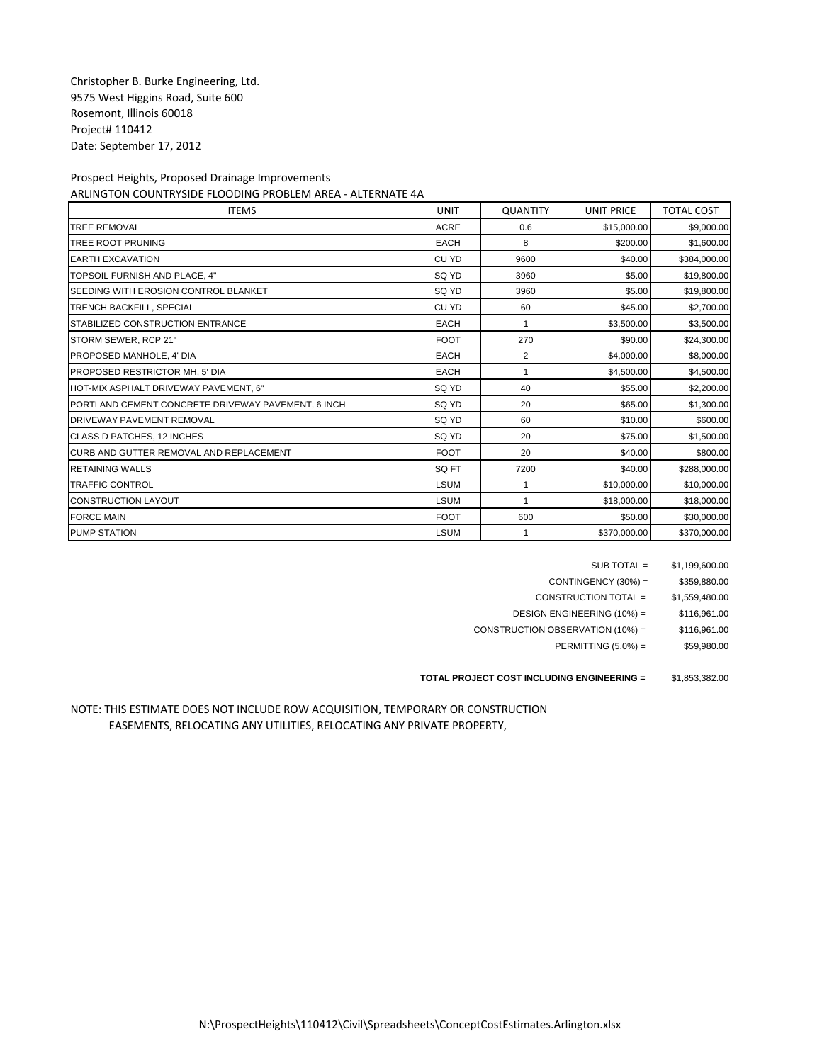Christopher B. Burke Engineering, Ltd.
9575 West Higgins Road, Suite 600
Rosemont, Illinois 60018
Project# 110412
Date: September 17, 2012

Prospect Heights, Proposed Drainage Improvements
ARLINGTON COUNTRYSIDE FLOODING PROBLEM AREA - ALTERNATE 4A

| ITEMS | UNIT | QUANTITY | UNIT PRICE | TOTAL COST |
|---|---|---|---|---|
| TREE REMOVAL | ACRE | 0.6 | $15,000.00 | $9,000.00 |
| TREE ROOT PRUNING | EACH | 8 | $200.00 | $1,600.00 |
| EARTH EXCAVATION | CU YD | 9600 | $40.00 | $384,000.00 |
| TOPSOIL FURNISH AND PLACE, 4" | SQ YD | 3960 | $5.00 | $19,800.00 |
| SEEDING WITH EROSION CONTROL BLANKET | SQ YD | 3960 | $5.00 | $19,800.00 |
| TRENCH BACKFILL, SPECIAL | CU YD | 60 | $45.00 | $2,700.00 |
| STABILIZED CONSTRUCTION ENTRANCE | EACH | 1 | $3,500.00 | $3,500.00 |
| STORM SEWER, RCP 21" | FOOT | 270 | $90.00 | $24,300.00 |
| PROPOSED MANHOLE, 4' DIA | EACH | 2 | $4,000.00 | $8,000.00 |
| PROPOSED RESTRICTOR MH, 5' DIA | EACH | 1 | $4,500.00 | $4,500.00 |
| HOT-MIX ASPHALT DRIVEWAY PAVEMENT, 6" | SQ YD | 40 | $55.00 | $2,200.00 |
| PORTLAND CEMENT CONCRETE DRIVEWAY PAVEMENT, 6 INCH | SQ YD | 20 | $65.00 | $1,300.00 |
| DRIVEWAY PAVEMENT REMOVAL | SQ YD | 60 | $10.00 | $600.00 |
| CLASS D PATCHES, 12 INCHES | SQ YD | 20 | $75.00 | $1,500.00 |
| CURB AND GUTTER REMOVAL AND REPLACEMENT | FOOT | 20 | $40.00 | $800.00 |
| RETAINING WALLS | SQ FT | 7200 | $40.00 | $288,000.00 |
| TRAFFIC CONTROL | LSUM | 1 | $10,000.00 | $10,000.00 |
| CONSTRUCTION LAYOUT | LSUM | 1 | $18,000.00 | $18,000.00 |
| FORCE MAIN | FOOT | 600 | $50.00 | $30,000.00 |
| PUMP STATION | LSUM | 1 | $370,000.00 | $370,000.00 |

| | |
|---|---|
| SUB TOTAL = | $1,199,600.00 |
| CONTINGENCY (30%) = | $359,880.00 |
| CONSTRUCTION TOTAL = | $1,559,480.00 |
| DESIGN ENGINEERING (10%) = | $116,961.00 |
| CONSTRUCTION OBSERVATION (10%) = | $116,961.00 |
| PERMITTING (5.0%) = | $59,980.00 |
| **TOTAL PROJECT COST INCLUDING ENGINEERING =** | $1,853,382.00 |

NOTE: THIS ESTIMATE DOES NOT INCLUDE ROW ACQUISITION, TEMPORARY OR CONSTRUCTION EASEMENTS, RELOCATING ANY UTILITIES, RELOCATING ANY PRIVATE PROPERTY,

N:\ProspectHeights\110412\Civil\Spreadsheets\ConceptCostEstimates.Arlington.xlsx